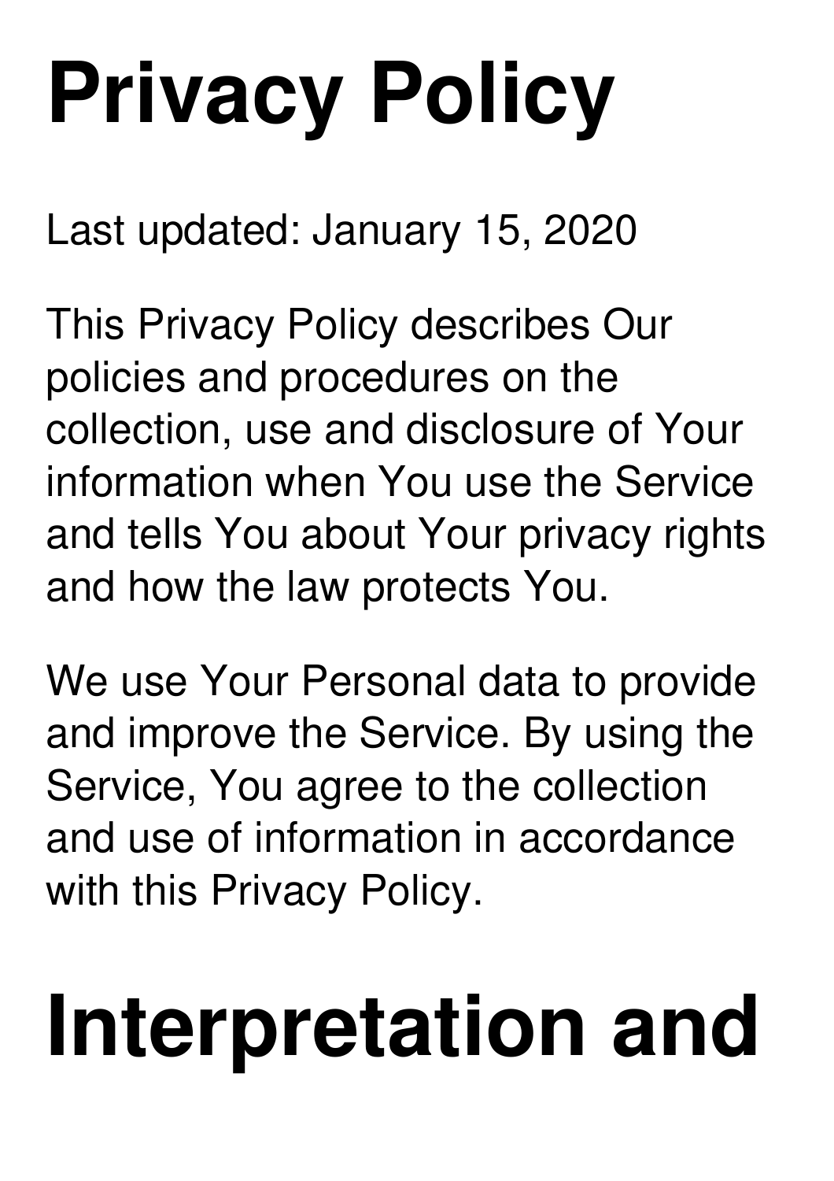# Privacy Policy

Last updated: January 15, 2020

This Privacy Policy describes Our policies and procedures on the collection, use and disclosure of Your information when You use the Service and tells You about Your privacy rights and how the law protects You.

We use Your Personal data to provide and improve the Service. By using the Service, You agree to the collection and use of information in accordance with this Privacy Policy.

# Interpretation and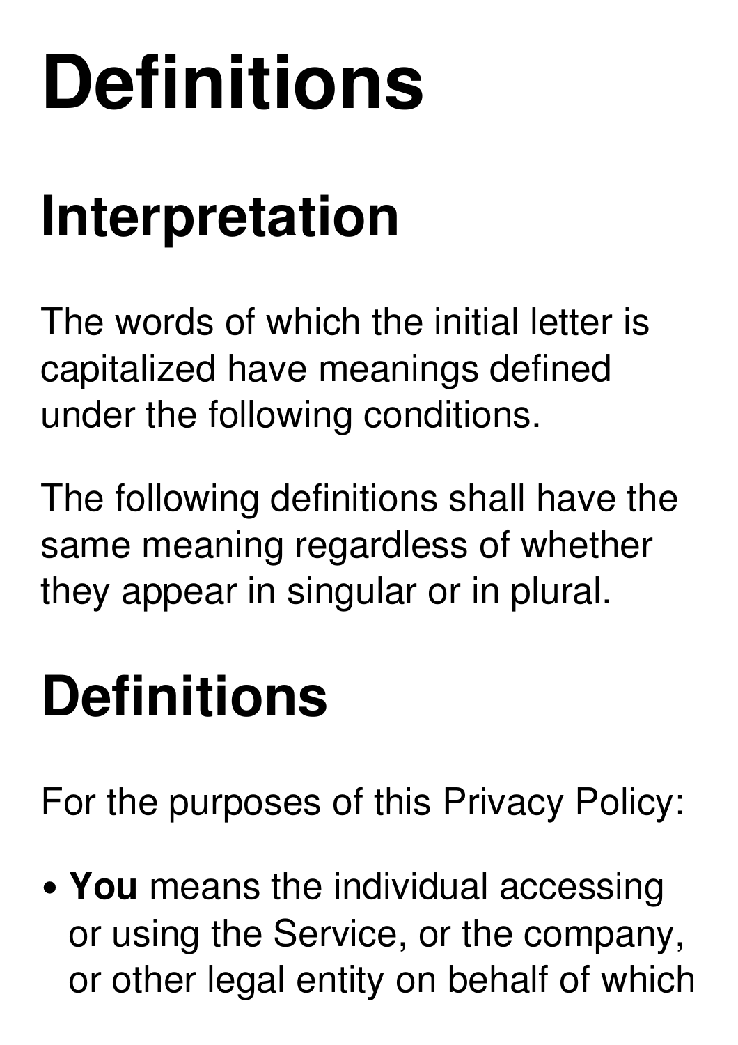# Definitions

## Interpretation

The words of which the initial letter is capitalized have meanings defined under the following conditions.

The following definitions shall have the same meaning regardless of whether they appear in singular or in plural.

## Definitions

For the purposes of this Privacy Policy:

- **You** means the individual accessing or using the Service, or the company, or other legal entity on behalf of which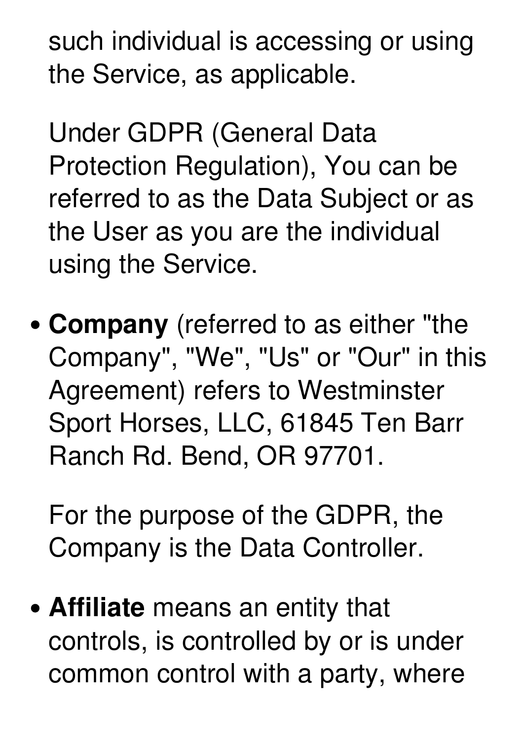such individual is accessing or using the Service, as applicable.

Under GDPR (General Data Protection Regulation), You can be referred to as the Data Subject or as the User as you are the individual using the Service.

- **Company** (referred to as either "the Company", "We", "Us" or "Our" in this Agreement) refers to Westminster Sport Horses, LLC, 61845 Ten Barr Ranch Rd. Bend, OR 97701.

  For the purpose of the GDPR, the Company is the Data Controller.

- **Affiliate** means an entity that controls, is controlled by or is under common control with a party, where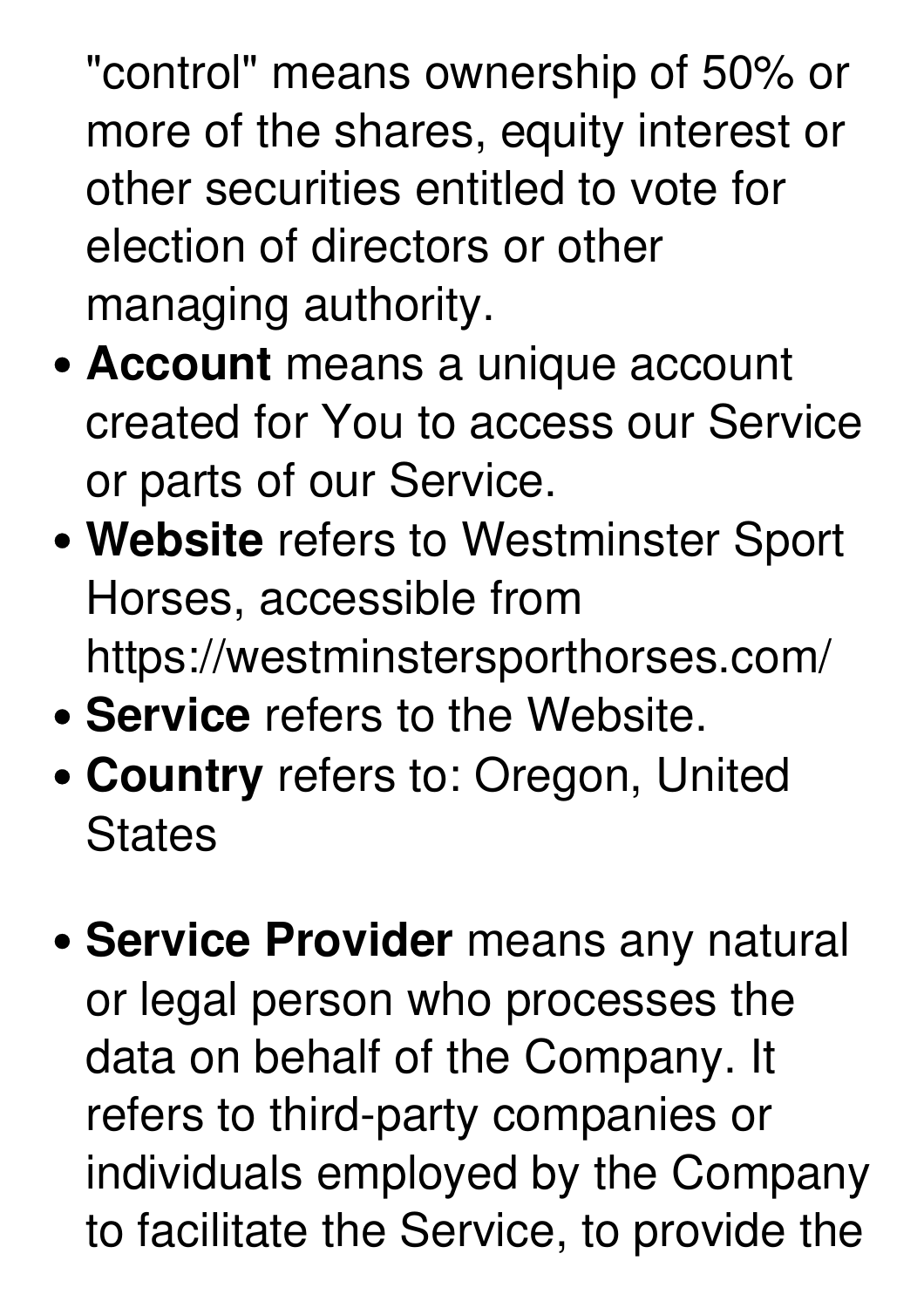"control" means ownership of 50% or more of the shares, equity interest or other securities entitled to vote for election of directors or other managing authority.

- **Account** means a unique account created for You to access our Service or parts of our Service.
- **Website** refers to Westminster Sport Horses, accessible from https://westminstersporthorses.com/
- **Service** refers to the Website.
- **Country** refers to: Oregon, United States
- **Service Provider** means any natural or legal person who processes the data on behalf of the Company. It refers to third-party companies or individuals employed by the Company to facilitate the Service, to provide the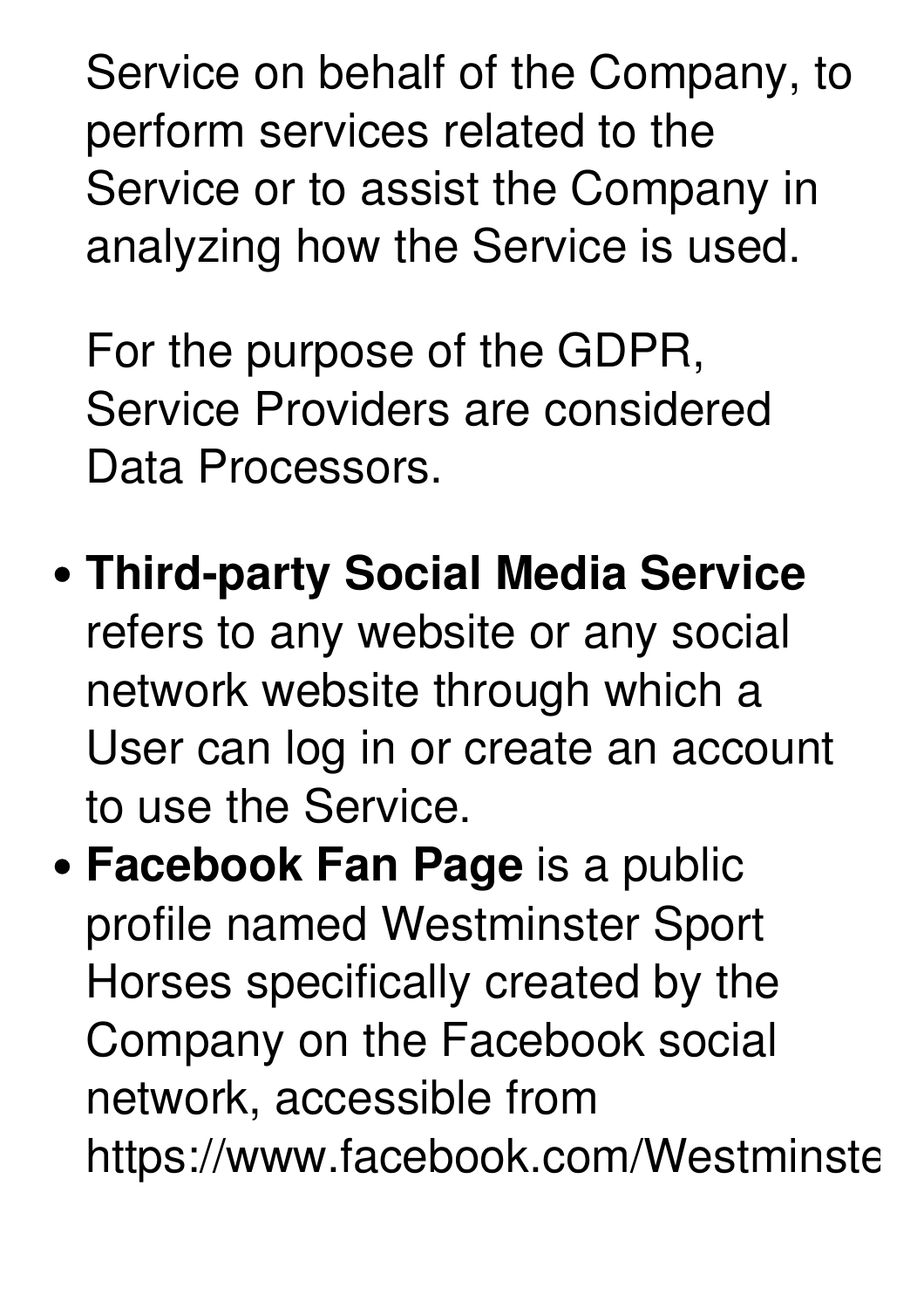Service on behalf of the Company, to perform services related to the Service or to assist the Company in analyzing how the Service is used.

For the purpose of the GDPR, Service Providers are considered Data Processors.

- **Third-party Social Media Service** refers to any website or any social network website through which a User can log in or create an account to use the Service.
- **Facebook Fan Page** is a public profile named Westminster Sport Horses specifically created by the Company on the Facebook social network, accessible from https://www.facebook.com/Westminste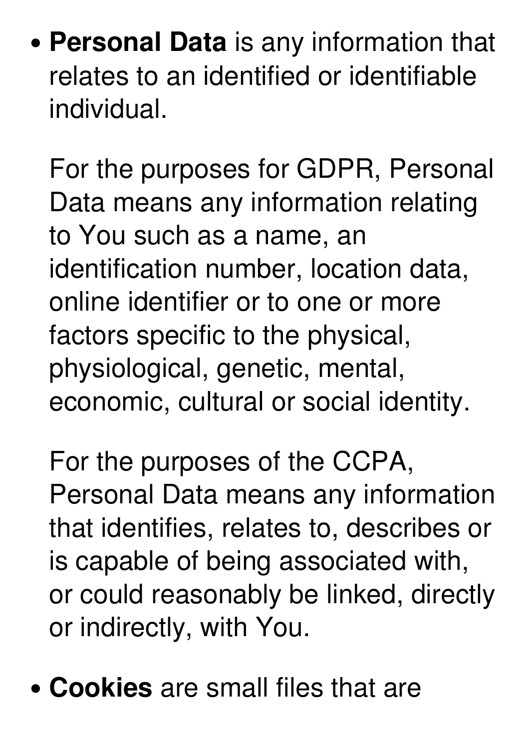- **Personal Data** is any information that relates to an identified or identifiable individual.

  For the purposes for GDPR, Personal Data means any information relating to You such as a name, an identification number, location data, online identifier or to one or more factors specific to the physical, physiological, genetic, mental, economic, cultural or social identity.

  For the purposes of the CCPA, Personal Data means any information that identifies, relates to, describes or is capable of being associated with, or could reasonably be linked, directly or indirectly, with You.

- **Cookies** are small files that are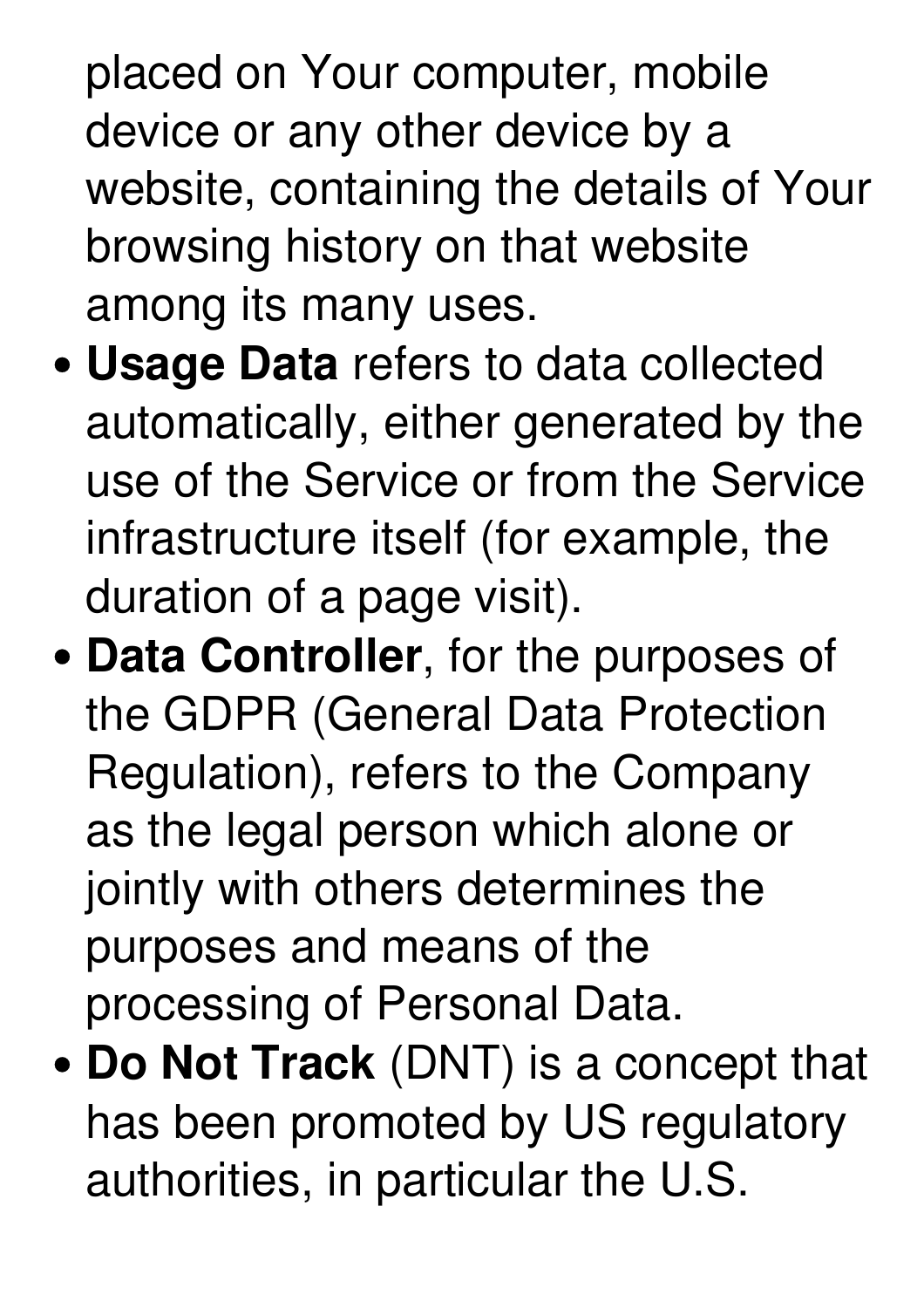placed on Your computer, mobile device or any other device by a website, containing the details of Your browsing history on that website among its many uses.

- **Usage Data** refers to data collected automatically, either generated by the use of the Service or from the Service infrastructure itself (for example, the duration of a page visit).
- **Data Controller**, for the purposes of the GDPR (General Data Protection Regulation), refers to the Company as the legal person which alone or jointly with others determines the purposes and means of the processing of Personal Data.
- **Do Not Track** (DNT) is a concept that has been promoted by US regulatory authorities, in particular the U.S.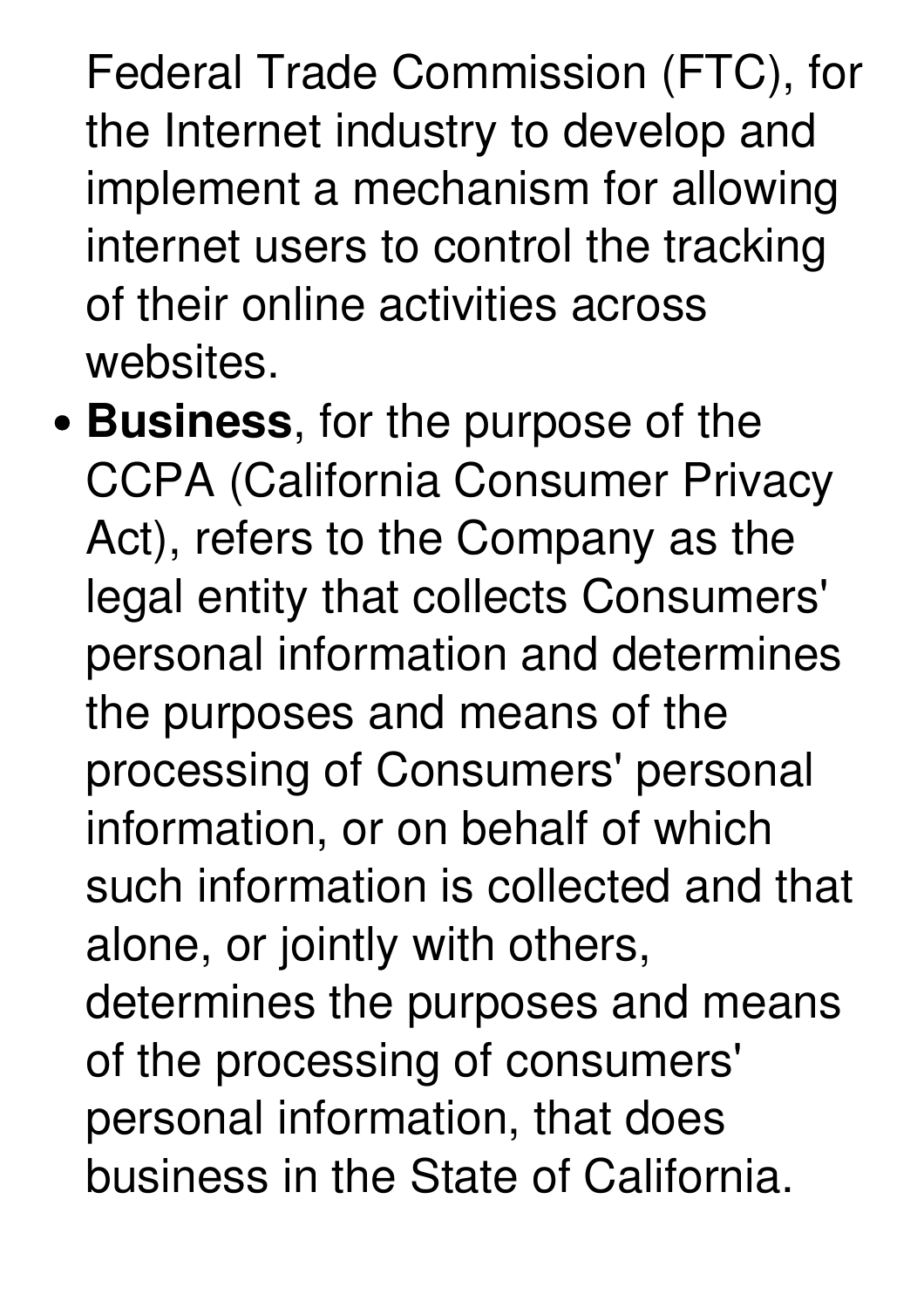Federal Trade Commission (FTC), for the Internet industry to develop and implement a mechanism for allowing internet users to control the tracking of their online activities across websites.

- **Business**, for the purpose of the CCPA (California Consumer Privacy Act), refers to the Company as the legal entity that collects Consumers' personal information and determines the purposes and means of the processing of Consumers' personal information, or on behalf of which such information is collected and that alone, or jointly with others, determines the purposes and means of the processing of consumers' personal information, that does business in the State of California.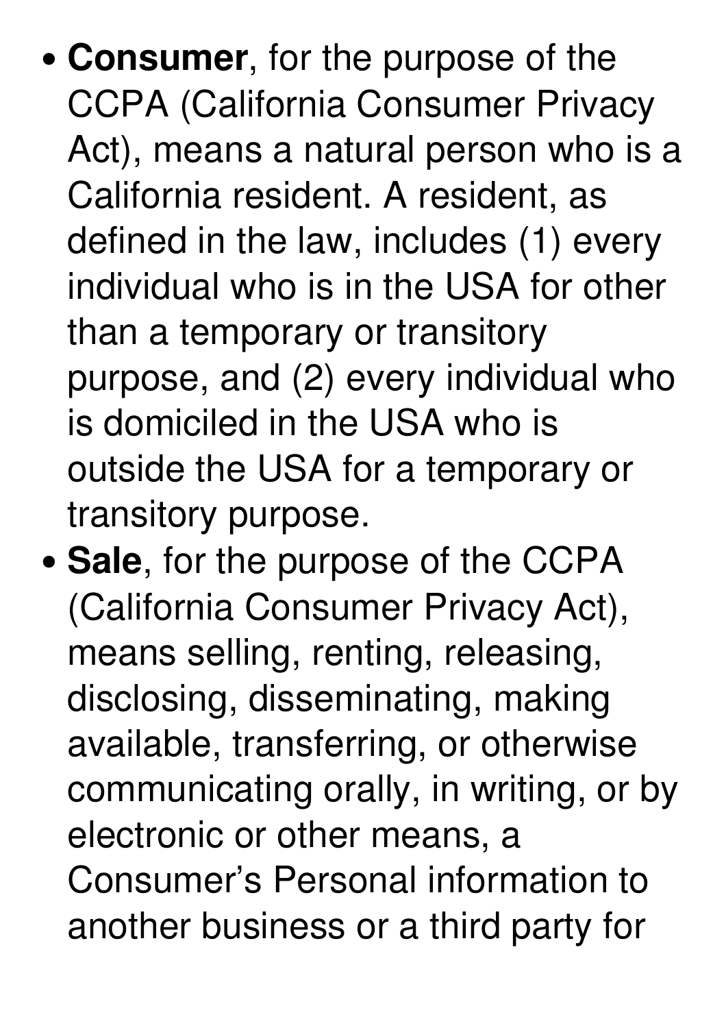- **Consumer**, for the purpose of the CCPA (California Consumer Privacy Act), means a natural person who is a California resident. A resident, as defined in the law, includes (1) every individual who is in the USA for other than a temporary or transitory purpose, and (2) every individual who is domiciled in the USA who is outside the USA for a temporary or transitory purpose.
- **Sale**, for the purpose of the CCPA (California Consumer Privacy Act), means selling, renting, releasing, disclosing, disseminating, making available, transferring, or otherwise communicating orally, in writing, or by electronic or other means, a Consumer's Personal information to another business or a third party for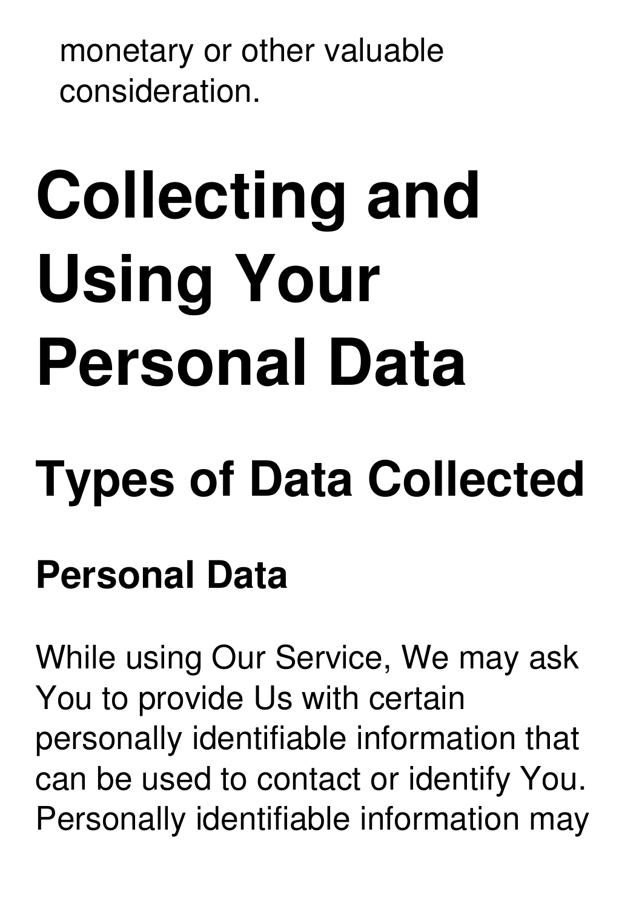monetary or other valuable consideration.

# Collecting and Using Your Personal Data

## Types of Data Collected

### Personal Data

While using Our Service, We may ask You to provide Us with certain personally identifiable information that can be used to contact or identify You. Personally identifiable information may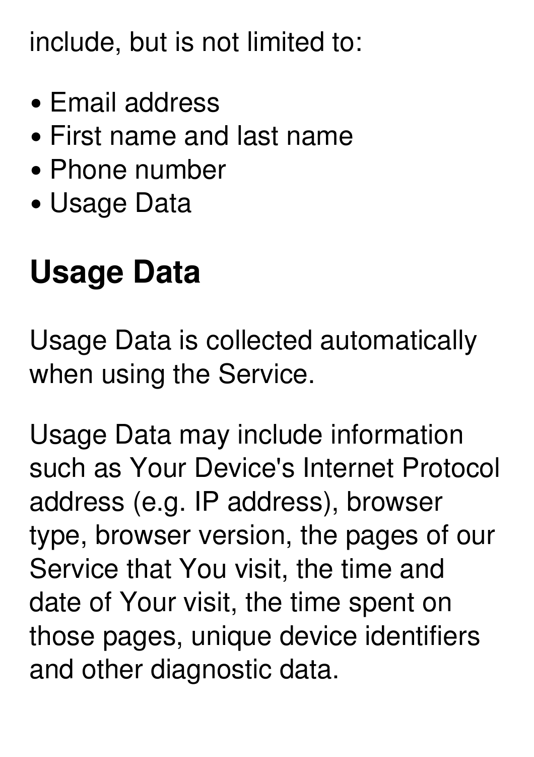include, but is not limited to:

- Email address
- First name and last name
- Phone number
- Usage Data

## Usage Data

Usage Data is collected automatically when using the Service.

Usage Data may include information such as Your Device's Internet Protocol address (e.g. IP address), browser type, browser version, the pages of our Service that You visit, the time and date of Your visit, the time spent on those pages, unique device identifiers and other diagnostic data.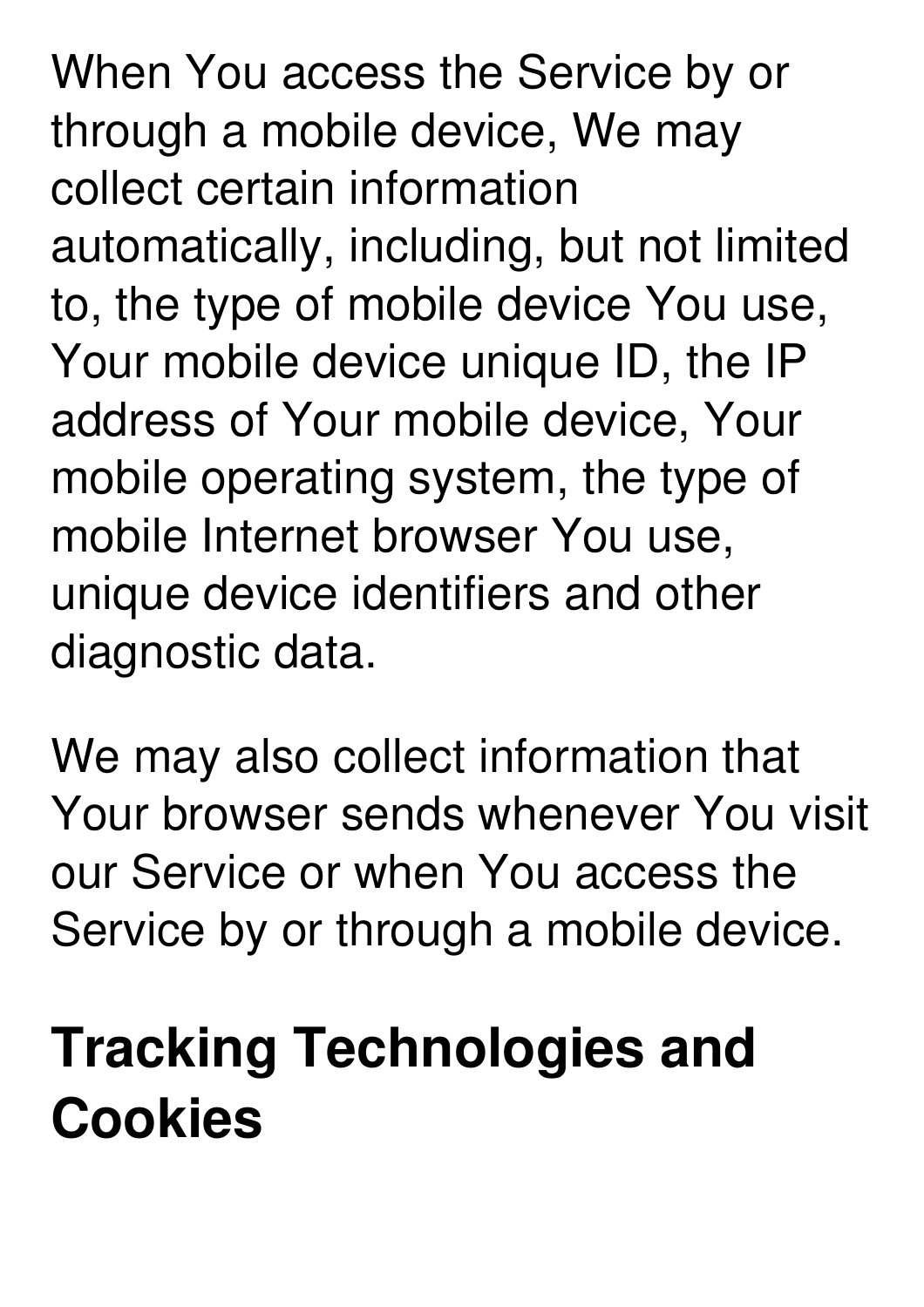When You access the Service by or through a mobile device, We may collect certain information automatically, including, but not limited to, the type of mobile device You use, Your mobile device unique ID, the IP address of Your mobile device, Your mobile operating system, the type of mobile Internet browser You use, unique device identifiers and other diagnostic data.

We may also collect information that Your browser sends whenever You visit our Service or when You access the Service by or through a mobile device.

## Tracking Technologies and Cookies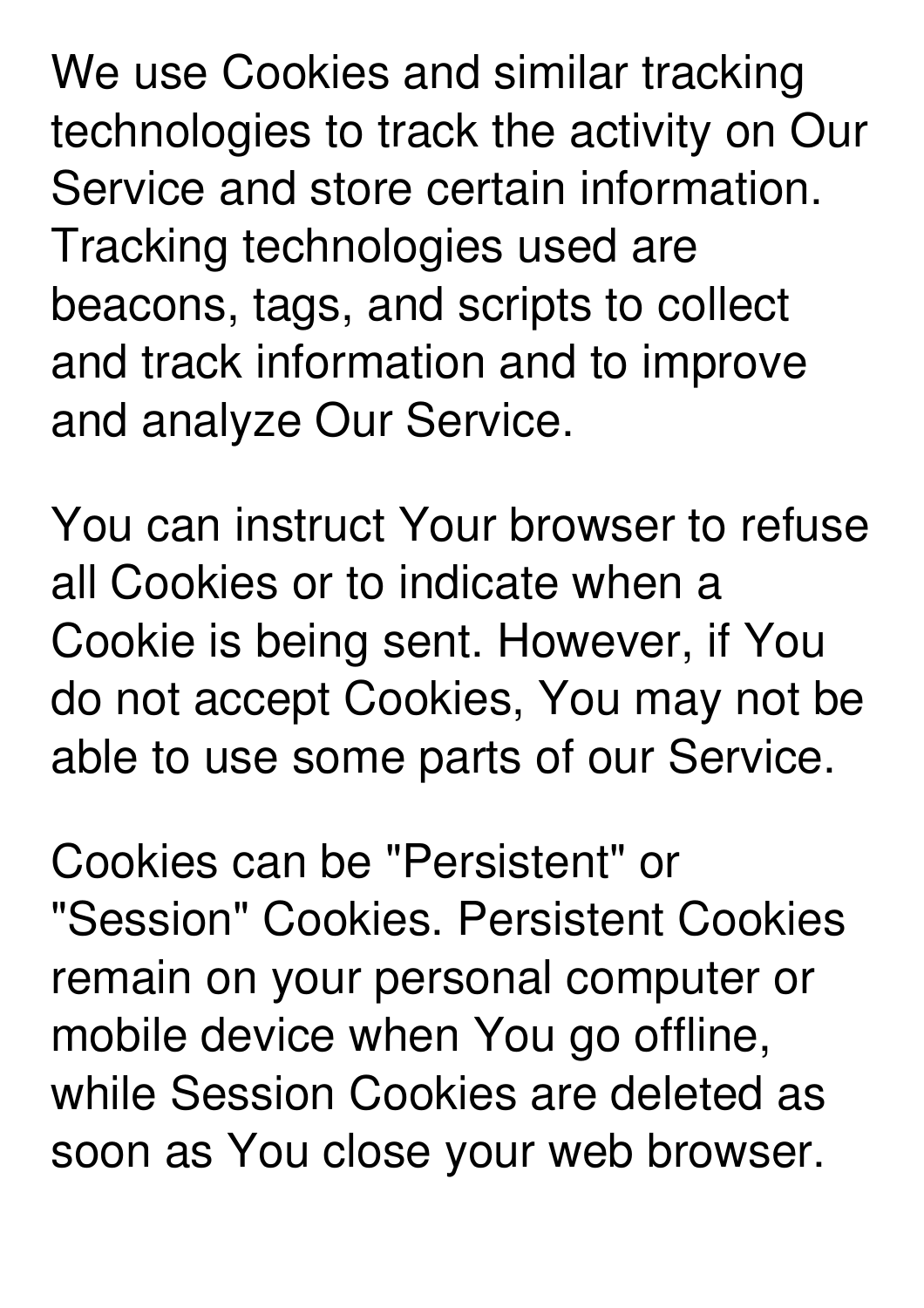We use Cookies and similar tracking technologies to track the activity on Our Service and store certain information. Tracking technologies used are beacons, tags, and scripts to collect and track information and to improve and analyze Our Service.

You can instruct Your browser to refuse all Cookies or to indicate when a Cookie is being sent. However, if You do not accept Cookies, You may not be able to use some parts of our Service.

Cookies can be "Persistent" or "Session" Cookies. Persistent Cookies remain on your personal computer or mobile device when You go offline, while Session Cookies are deleted as soon as You close your web browser.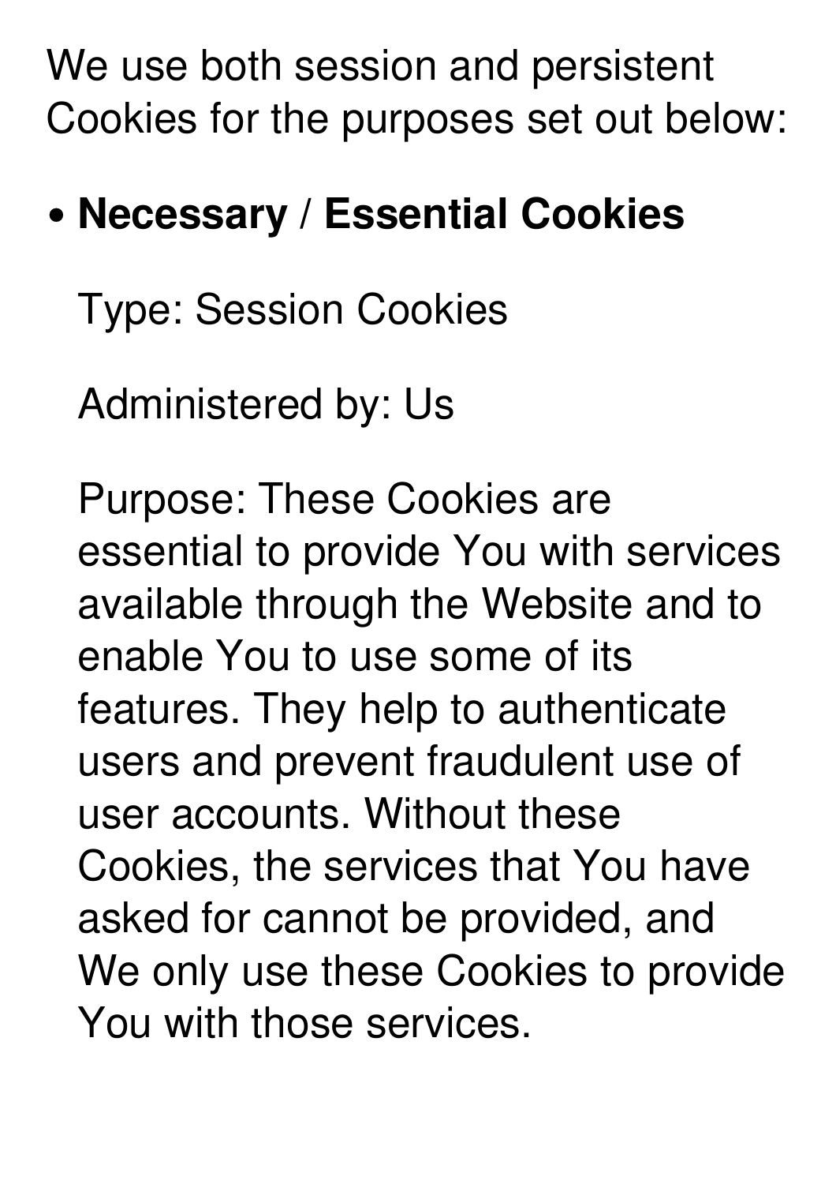We use both session and persistent Cookies for the purposes set out below:

- **Necessary / Essential Cookies**

  Type: Session Cookies

  Administered by: Us

  Purpose: These Cookies are essential to provide You with services available through the Website and to enable You to use some of its features. They help to authenticate users and prevent fraudulent use of user accounts. Without these Cookies, the services that You have asked for cannot be provided, and We only use these Cookies to provide You with those services.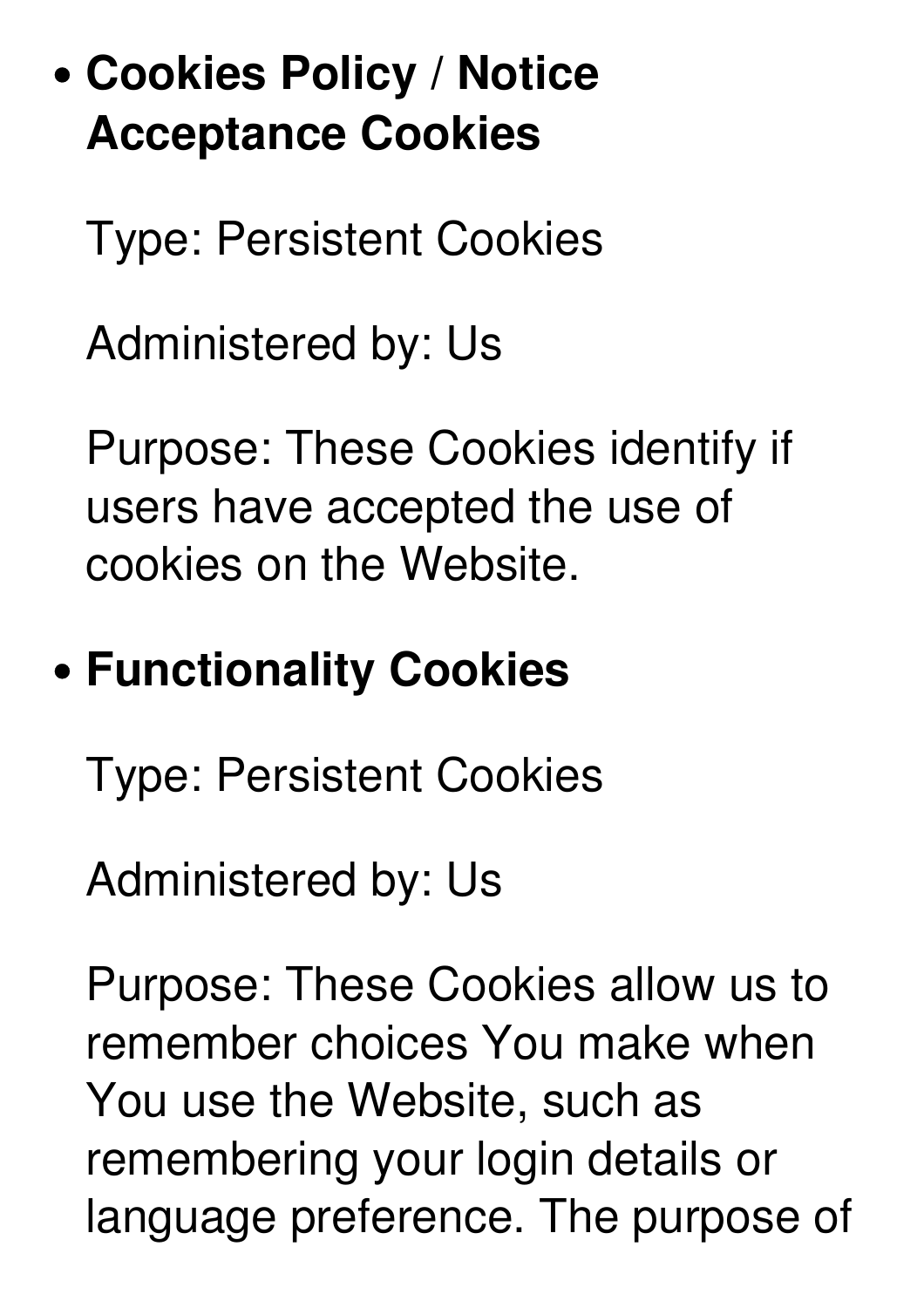- **Cookies Policy / Notice Acceptance Cookies**

  Type: Persistent Cookies

  Administered by: Us

  Purpose: These Cookies identify if users have accepted the use of cookies on the Website.

- **Functionality Cookies**

  Type: Persistent Cookies

  Administered by: Us

  Purpose: These Cookies allow us to remember choices You make when You use the Website, such as remembering your login details or language preference. The purpose of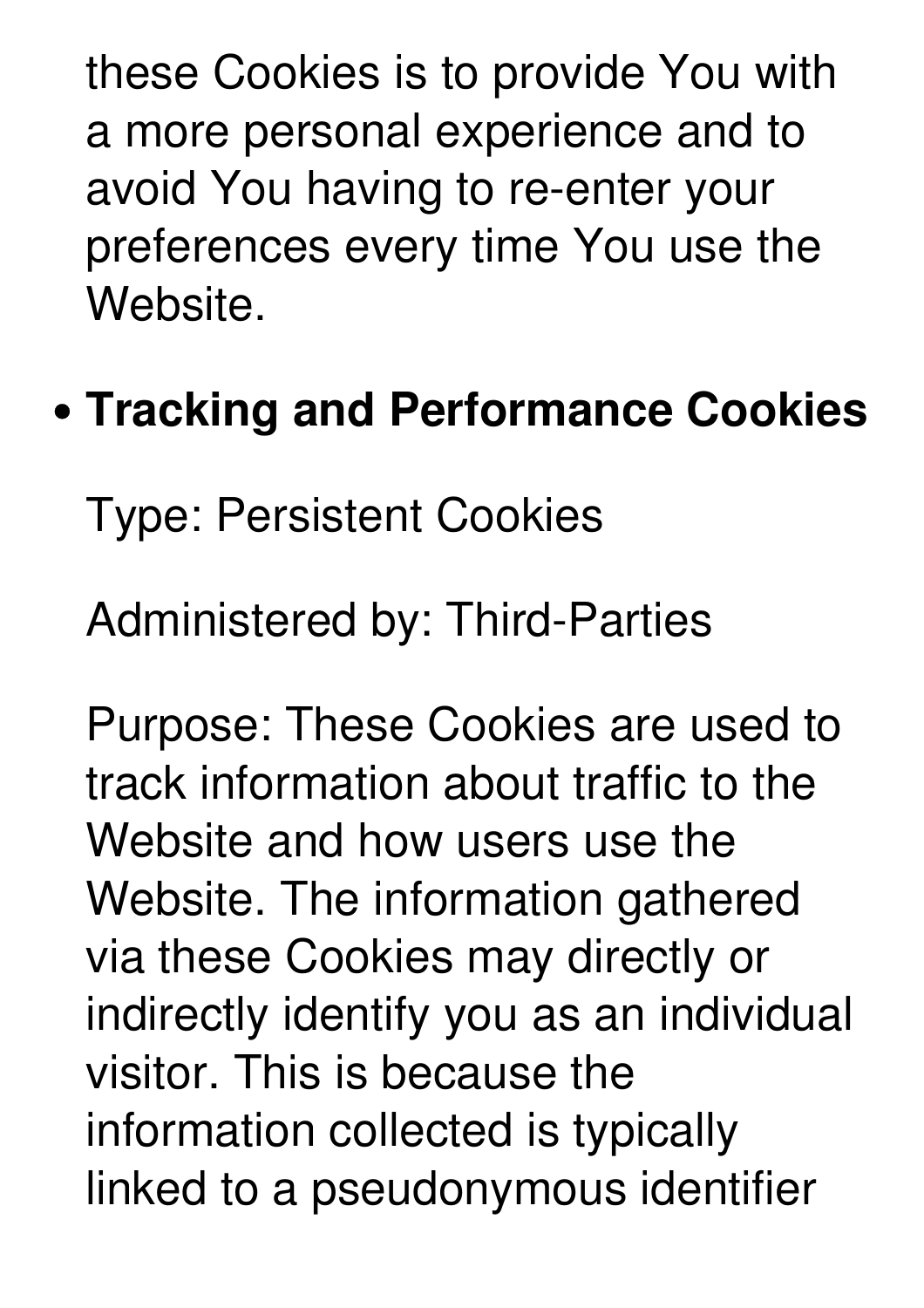these Cookies is to provide You with a more personal experience and to avoid You having to re-enter your preferences every time You use the Website.

- **Tracking and Performance Cookies**

  Type: Persistent Cookies

  Administered by: Third-Parties

  Purpose: These Cookies are used to track information about traffic to the Website and how users use the Website. The information gathered via these Cookies may directly or indirectly identify you as an individual visitor. This is because the information collected is typically linked to a pseudonymous identifier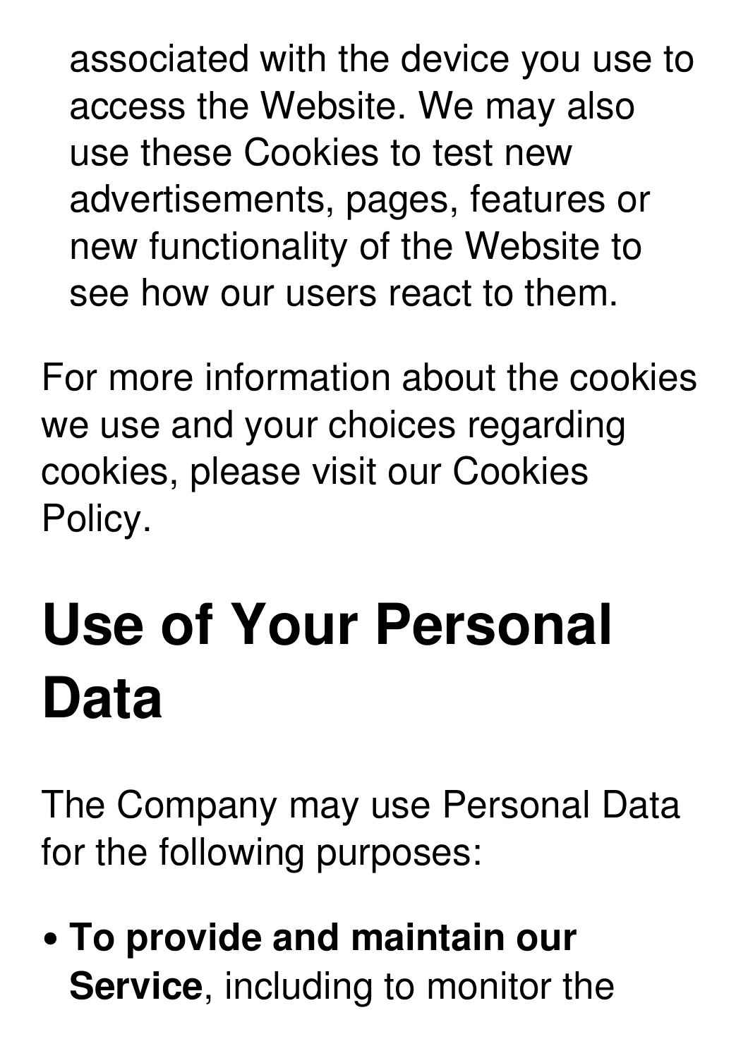associated with the device you use to access the Website. We may also use these Cookies to test new advertisements, pages, features or new functionality of the Website to see how our users react to them.

For more information about the cookies we use and your choices regarding cookies, please visit our Cookies Policy.

## Use of Your Personal Data

The Company may use Personal Data for the following purposes:

- **To provide and maintain our Service**, including to monitor the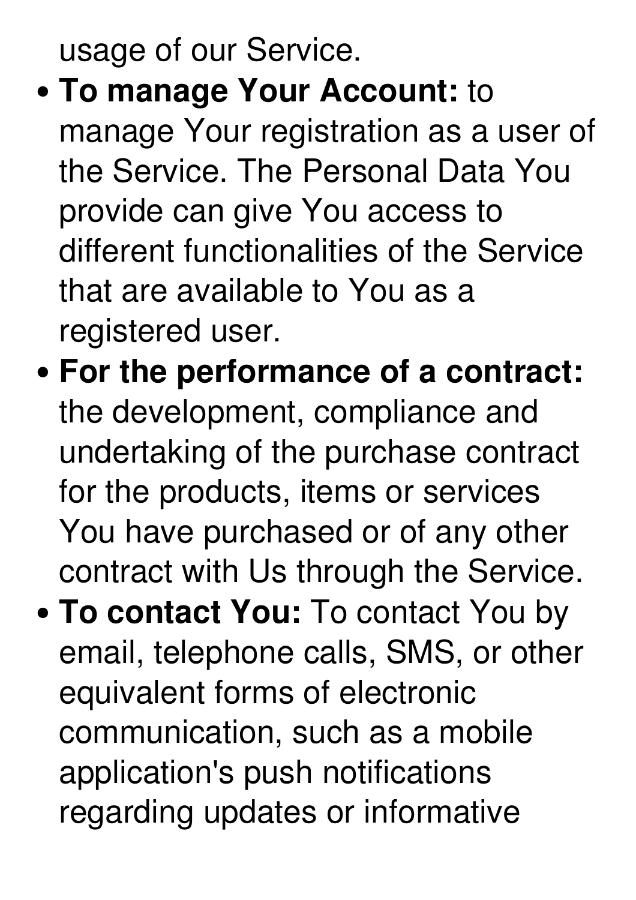usage of our Service.

- **To manage Your Account:** to manage Your registration as a user of the Service. The Personal Data You provide can give You access to different functionalities of the Service that are available to You as a registered user.
- **For the performance of a contract:** the development, compliance and undertaking of the purchase contract for the products, items or services You have purchased or of any other contract with Us through the Service.
- **To contact You:** To contact You by email, telephone calls, SMS, or other equivalent forms of electronic communication, such as a mobile application's push notifications regarding updates or informative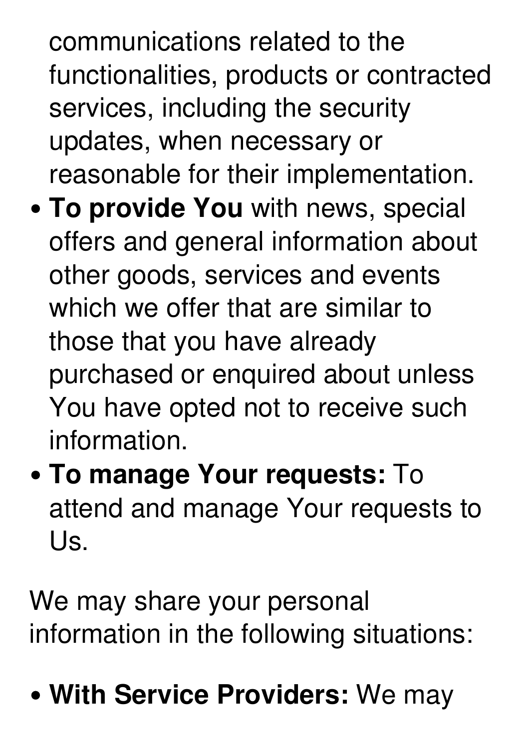communications related to the functionalities, products or contracted services, including the security updates, when necessary or reasonable for their implementation.
- **To provide You** with news, special offers and general information about other goods, services and events which we offer that are similar to those that you have already purchased or enquired about unless You have opted not to receive such information.
- **To manage Your requests:** To attend and manage Your requests to Us.

We may share your personal information in the following situations:

- **With Service Providers:** We may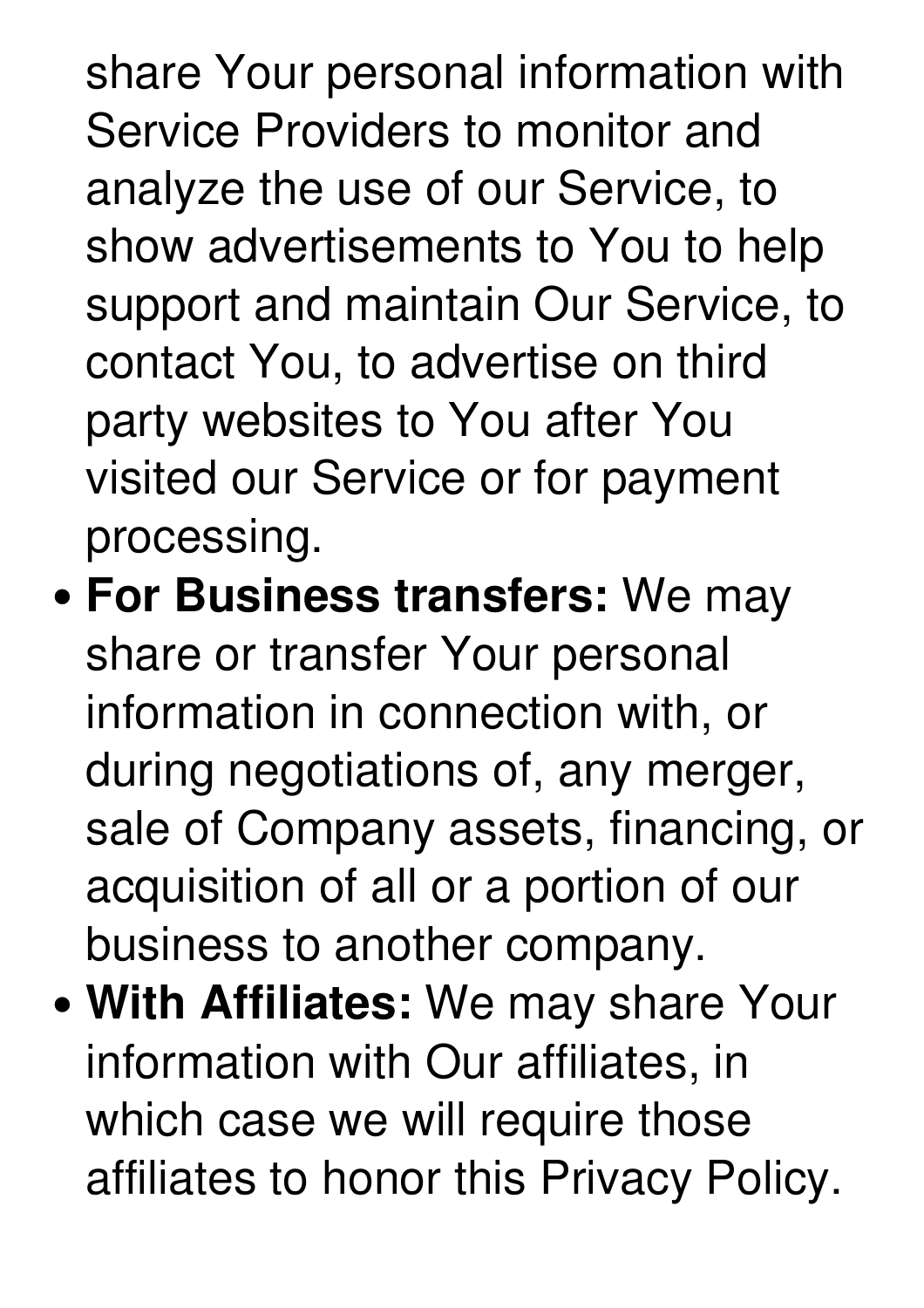share Your personal information with Service Providers to monitor and analyze the use of our Service, to show advertisements to You to help support and maintain Our Service, to contact You, to advertise on third party websites to You after You visited our Service or for payment processing.

- **For Business transfers:** We may share or transfer Your personal information in connection with, or during negotiations of, any merger, sale of Company assets, financing, or acquisition of all or a portion of our business to another company.
- **With Affiliates:** We may share Your information with Our affiliates, in which case we will require those affiliates to honor this Privacy Policy.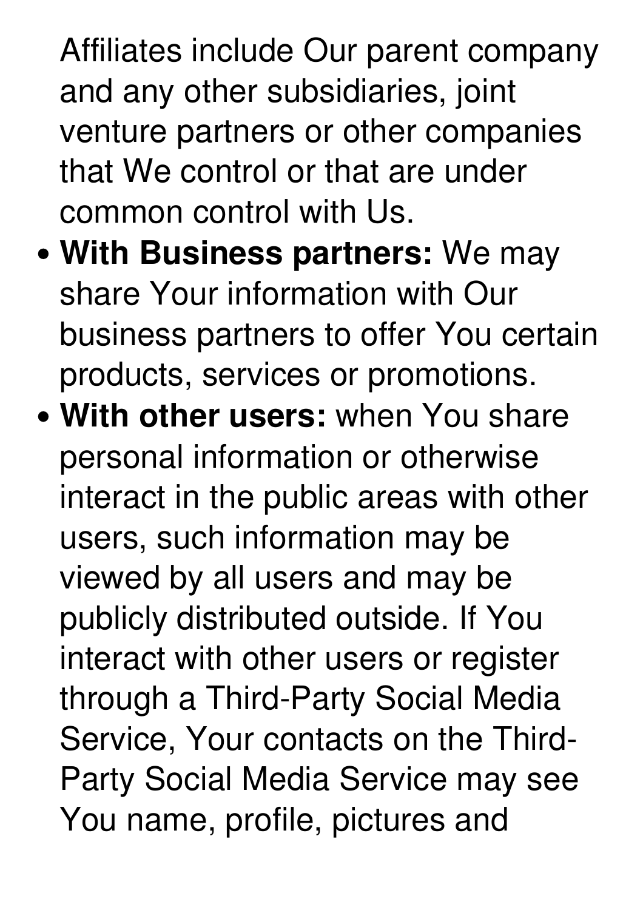Affiliates include Our parent company and any other subsidiaries, joint venture partners or other companies that We control or that are under common control with Us.

- **With Business partners:** We may share Your information with Our business partners to offer You certain products, services or promotions.
- **With other users:** when You share personal information or otherwise interact in the public areas with other users, such information may be viewed by all users and may be publicly distributed outside. If You interact with other users or register through a Third-Party Social Media Service, Your contacts on the Third-Party Social Media Service may see You name, profile, pictures and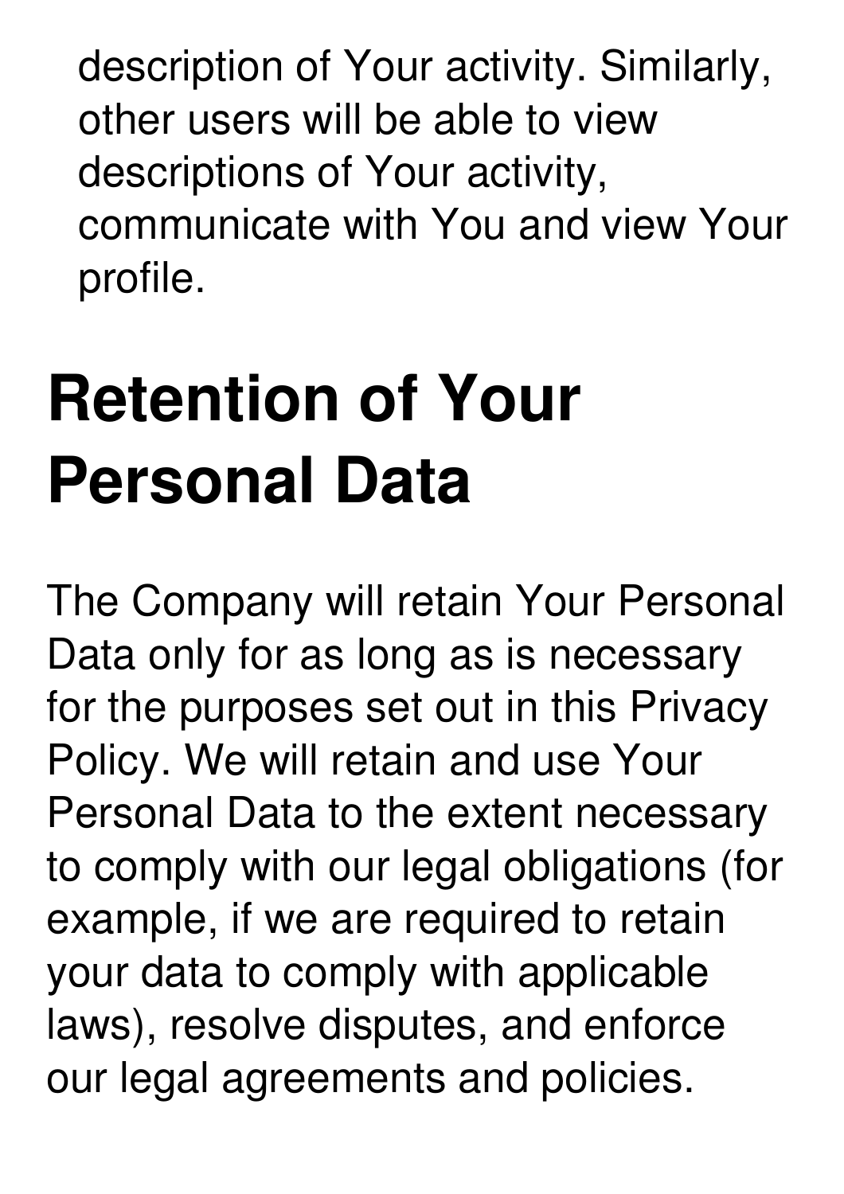description of Your activity. Similarly, other users will be able to view descriptions of Your activity, communicate with You and view Your profile.

# Retention of Your Personal Data

The Company will retain Your Personal Data only for as long as is necessary for the purposes set out in this Privacy Policy. We will retain and use Your Personal Data to the extent necessary to comply with our legal obligations (for example, if we are required to retain your data to comply with applicable laws), resolve disputes, and enforce our legal agreements and policies.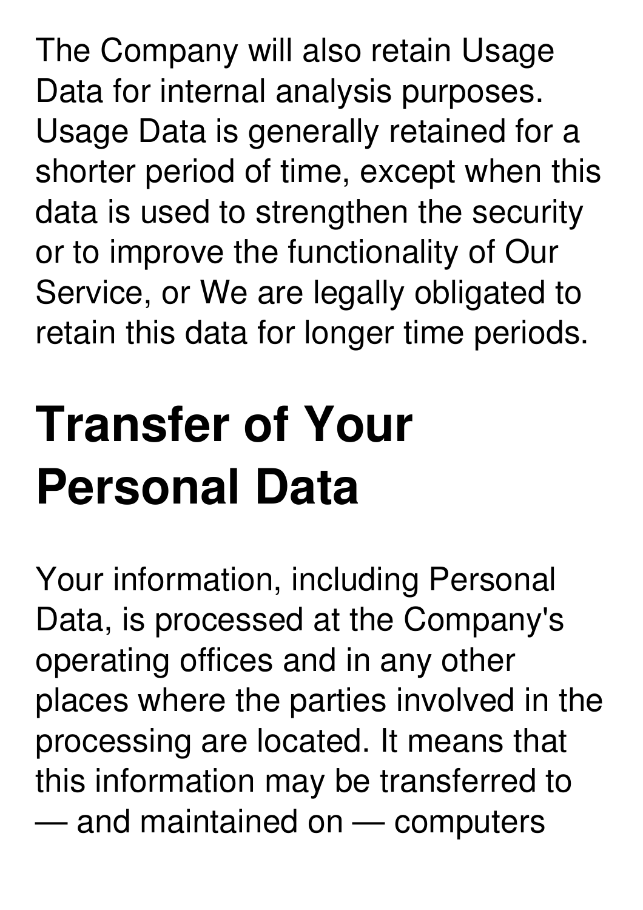The Company will also retain Usage Data for internal analysis purposes. Usage Data is generally retained for a shorter period of time, except when this data is used to strengthen the security or to improve the functionality of Our Service, or We are legally obligated to retain this data for longer time periods.

# Transfer of Your Personal Data

Your information, including Personal Data, is processed at the Company's operating offices and in any other places where the parties involved in the processing are located. It means that this information may be transferred to — and maintained on — computers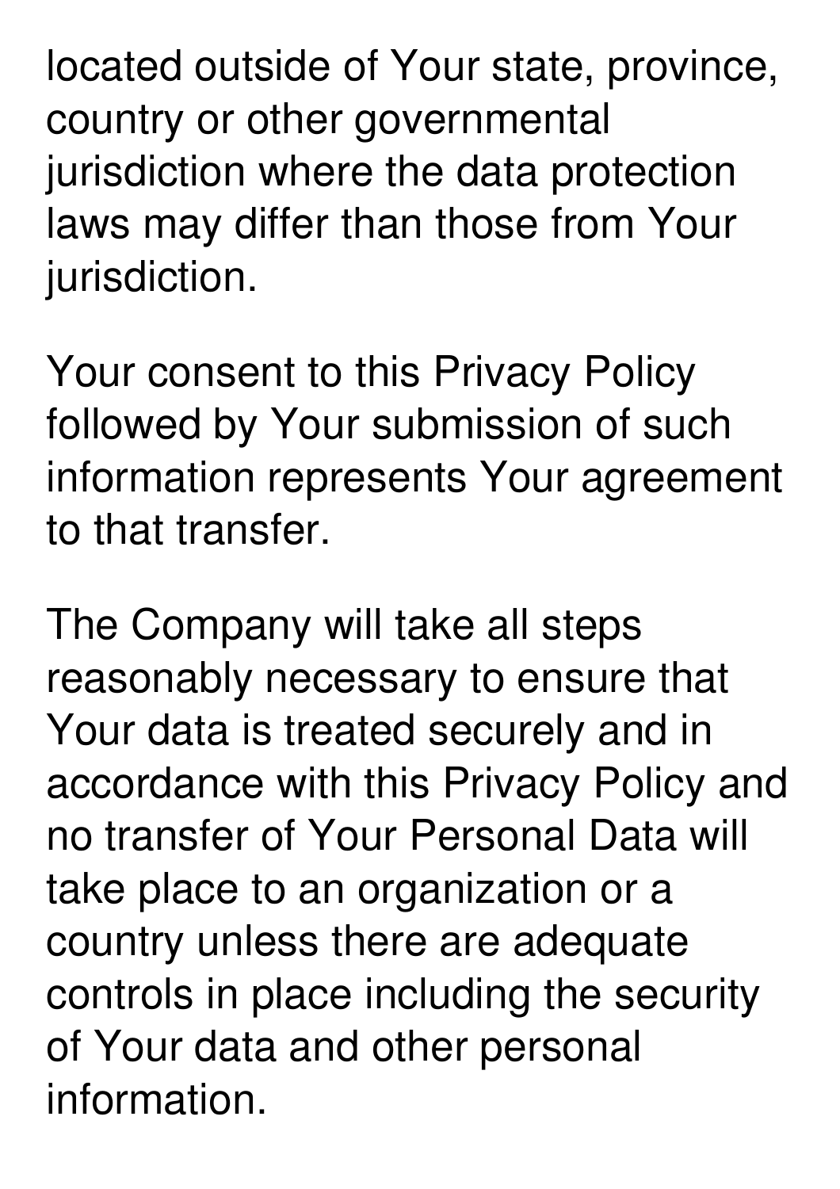located outside of Your state, province, country or other governmental jurisdiction where the data protection laws may differ than those from Your jurisdiction.

Your consent to this Privacy Policy followed by Your submission of such information represents Your agreement to that transfer.

The Company will take all steps reasonably necessary to ensure that Your data is treated securely and in accordance with this Privacy Policy and no transfer of Your Personal Data will take place to an organization or a country unless there are adequate controls in place including the security of Your data and other personal information.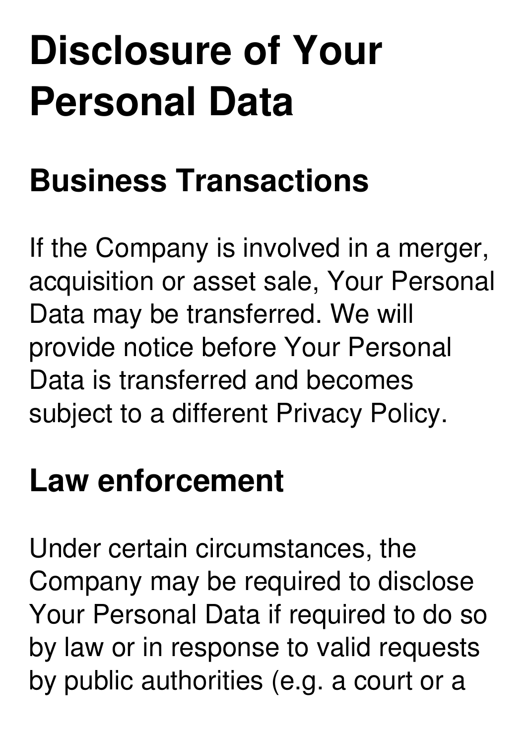# Disclosure of Your Personal Data

## Business Transactions

If the Company is involved in a merger, acquisition or asset sale, Your Personal Data may be transferred. We will provide notice before Your Personal Data is transferred and becomes subject to a different Privacy Policy.

## Law enforcement

Under certain circumstances, the Company may be required to disclose Your Personal Data if required to do so by law or in response to valid requests by public authorities (e.g. a court or a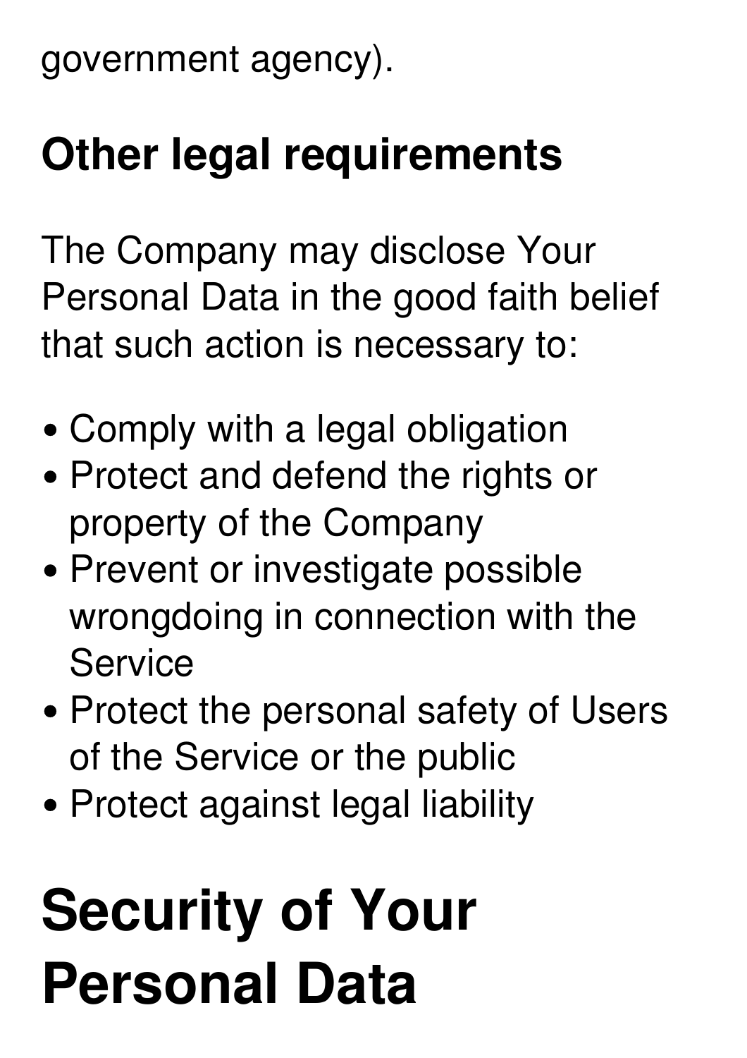government agency).

### Other legal requirements

The Company may disclose Your Personal Data in the good faith belief that such action is necessary to:

- Comply with a legal obligation
- Protect and defend the rights or property of the Company
- Prevent or investigate possible wrongdoing in connection with the Service
- Protect the personal safety of Users of the Service or the public
- Protect against legal liability

## Security of Your Personal Data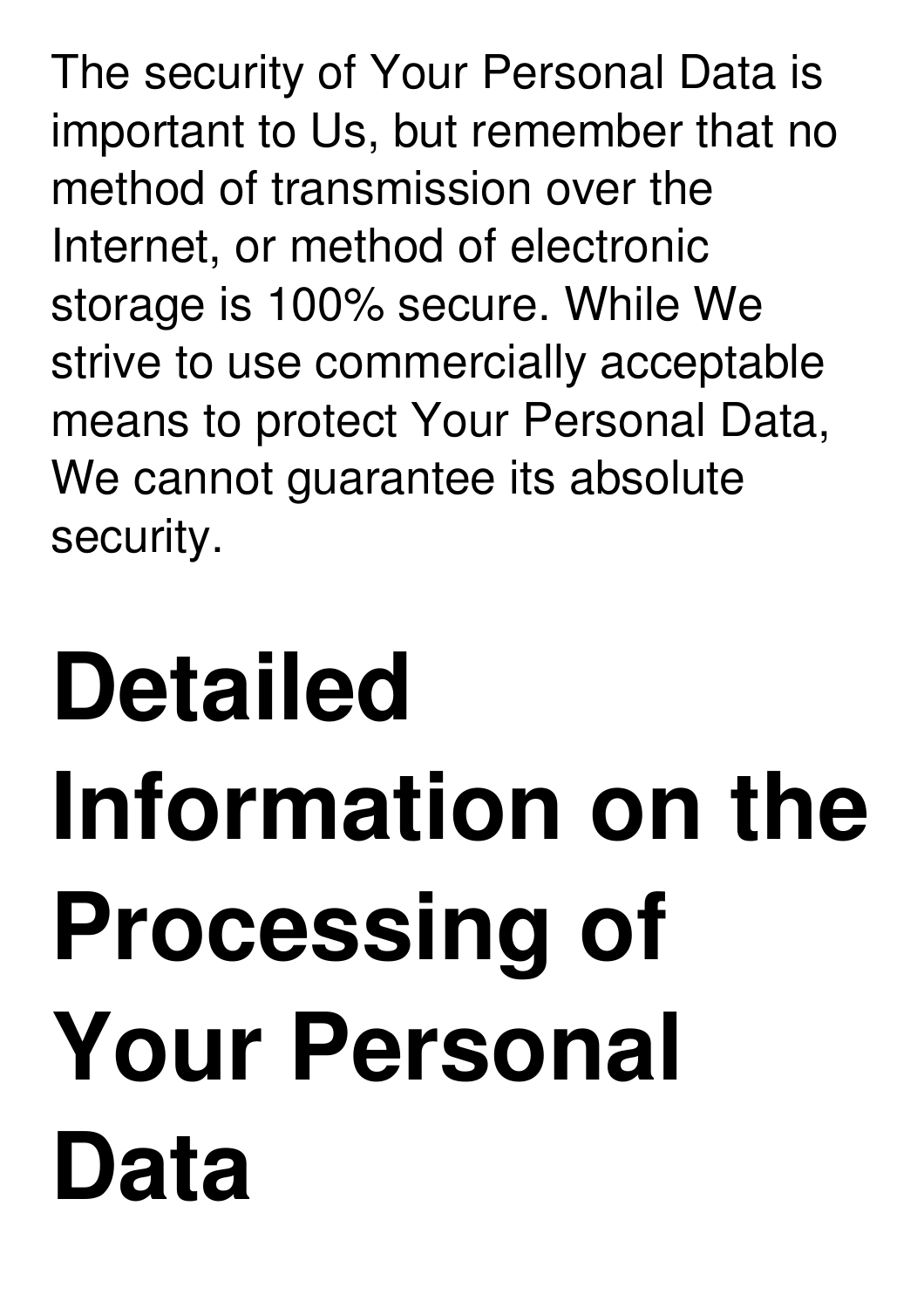The security of Your Personal Data is important to Us, but remember that no method of transmission over the Internet, or method of electronic storage is 100% secure. While We strive to use commercially acceptable means to protect Your Personal Data, We cannot guarantee its absolute security.

# Detailed Information on the Processing of Your Personal Data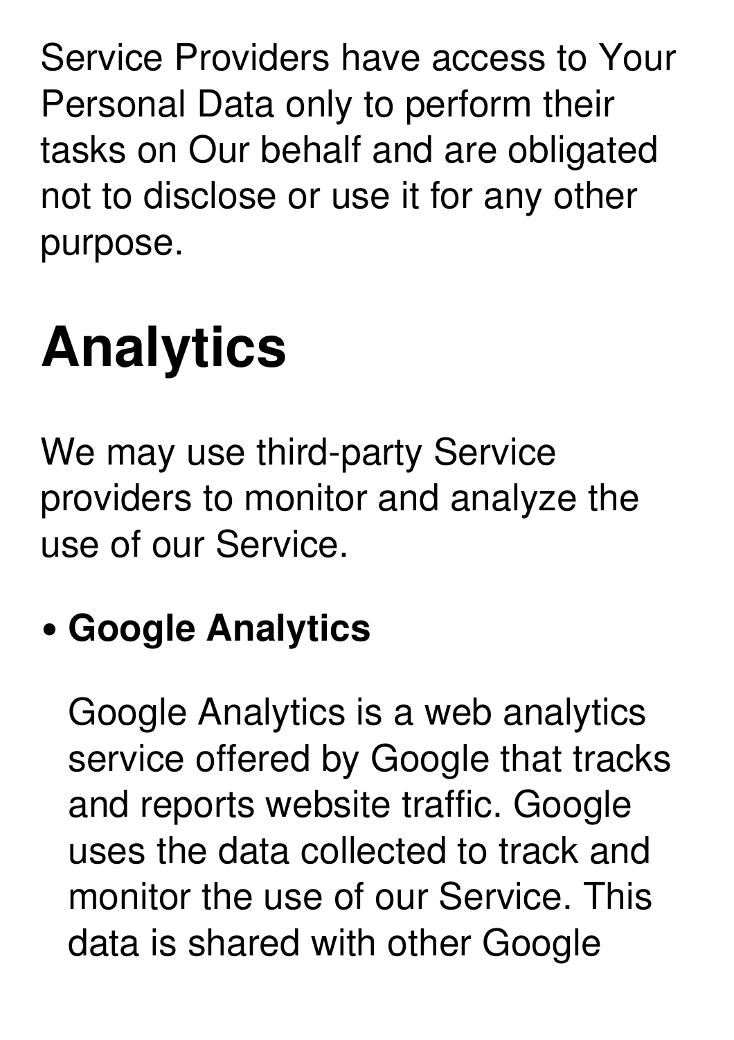Service Providers have access to Your Personal Data only to perform their tasks on Our behalf and are obligated not to disclose or use it for any other purpose.

# Analytics

We may use third-party Service providers to monitor and analyze the use of our Service.

- **Google Analytics**

  Google Analytics is a web analytics service offered by Google that tracks and reports website traffic. Google uses the data collected to track and monitor the use of our Service. This data is shared with other Google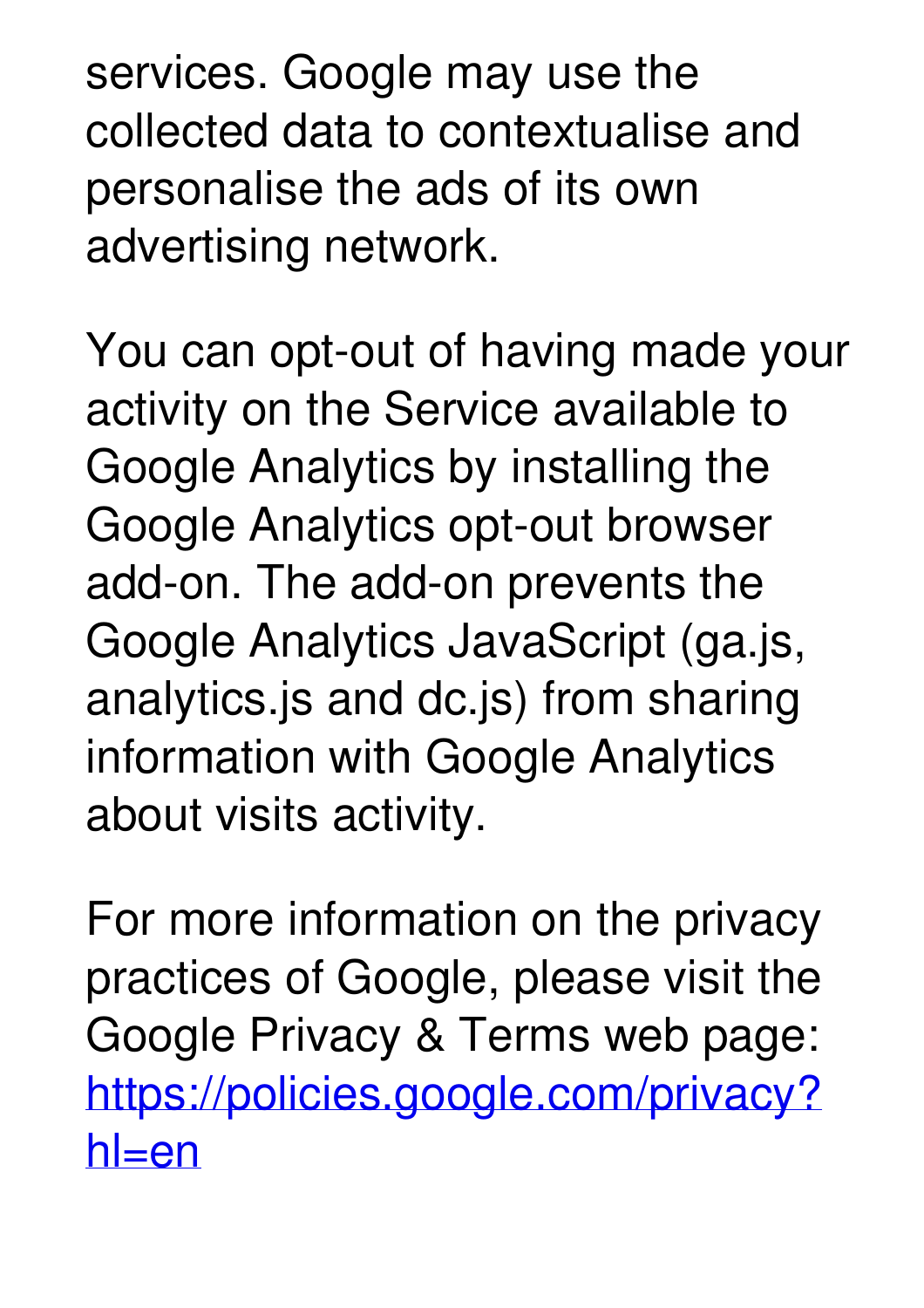services. Google may use the collected data to contextualise and personalise the ads of its own advertising network.

You can opt-out of having made your activity on the Service available to Google Analytics by installing the Google Analytics opt-out browser add-on. The add-on prevents the Google Analytics JavaScript (ga.js, analytics.js and dc.js) from sharing information with Google Analytics about visits activity.

For more information on the privacy practices of Google, please visit the Google Privacy & Terms web page: [https://policies.google.com/privacy?hl=en](https://policies.google.com/privacy?hl=en)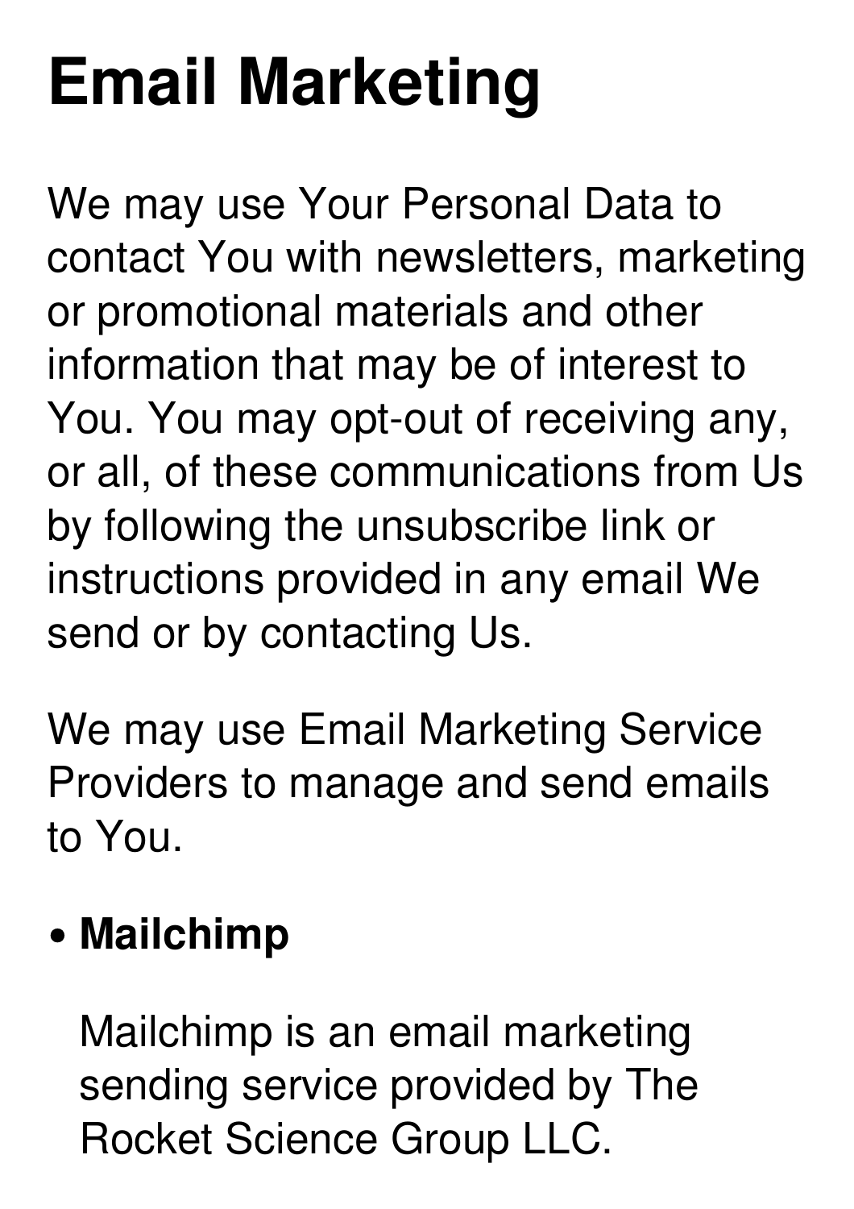# Email Marketing

We may use Your Personal Data to contact You with newsletters, marketing or promotional materials and other information that may be of interest to You. You may opt-out of receiving any, or all, of these communications from Us by following the unsubscribe link or instructions provided in any email We send or by contacting Us.

We may use Email Marketing Service Providers to manage and send emails to You.

- **Mailchimp**

  Mailchimp is an email marketing sending service provided by The Rocket Science Group LLC.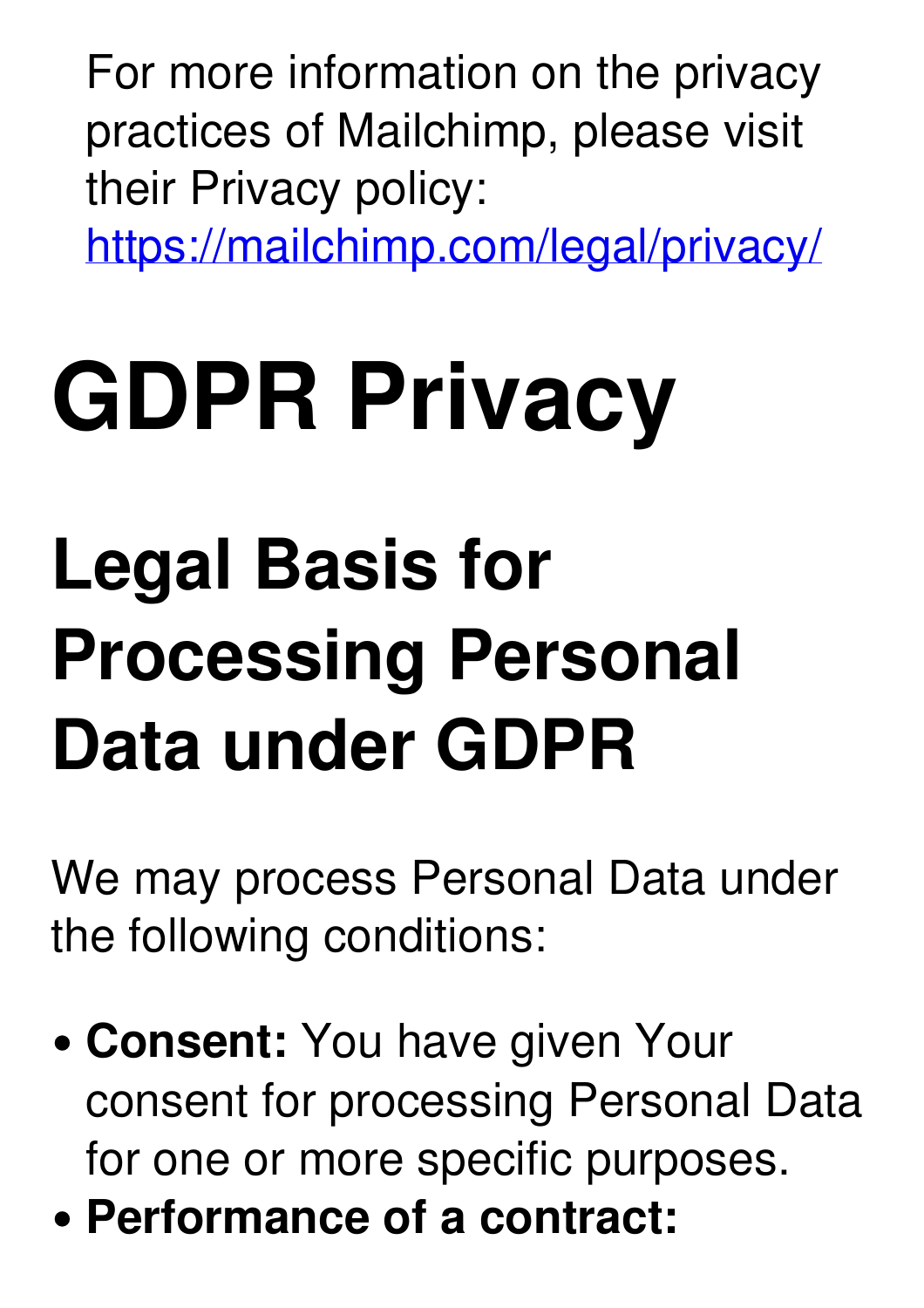For more information on the privacy practices of Mailchimp, please visit their Privacy policy: [https://mailchimp.com/legal/privacy/](https://mailchimp.com/legal/privacy/)

# GDPR Privacy

## Legal Basis for Processing Personal Data under GDPR

We may process Personal Data under the following conditions:

- **Consent:** You have given Your consent for processing Personal Data for one or more specific purposes.
- **Performance of a contract:**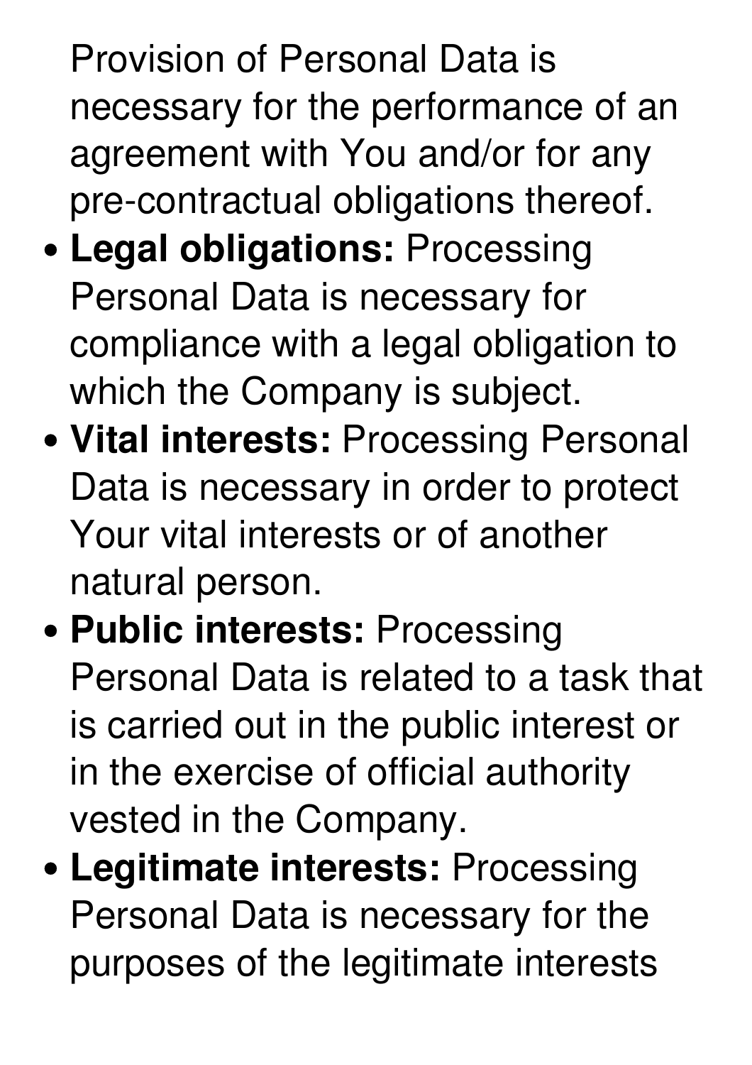Provision of Personal Data is necessary for the performance of an agreement with You and/or for any pre-contractual obligations thereof.

- **Legal obligations:** Processing Personal Data is necessary for compliance with a legal obligation to which the Company is subject.
- **Vital interests:** Processing Personal Data is necessary in order to protect Your vital interests or of another natural person.
- **Public interests:** Processing Personal Data is related to a task that is carried out in the public interest or in the exercise of official authority vested in the Company.
- **Legitimate interests:** Processing Personal Data is necessary for the purposes of the legitimate interests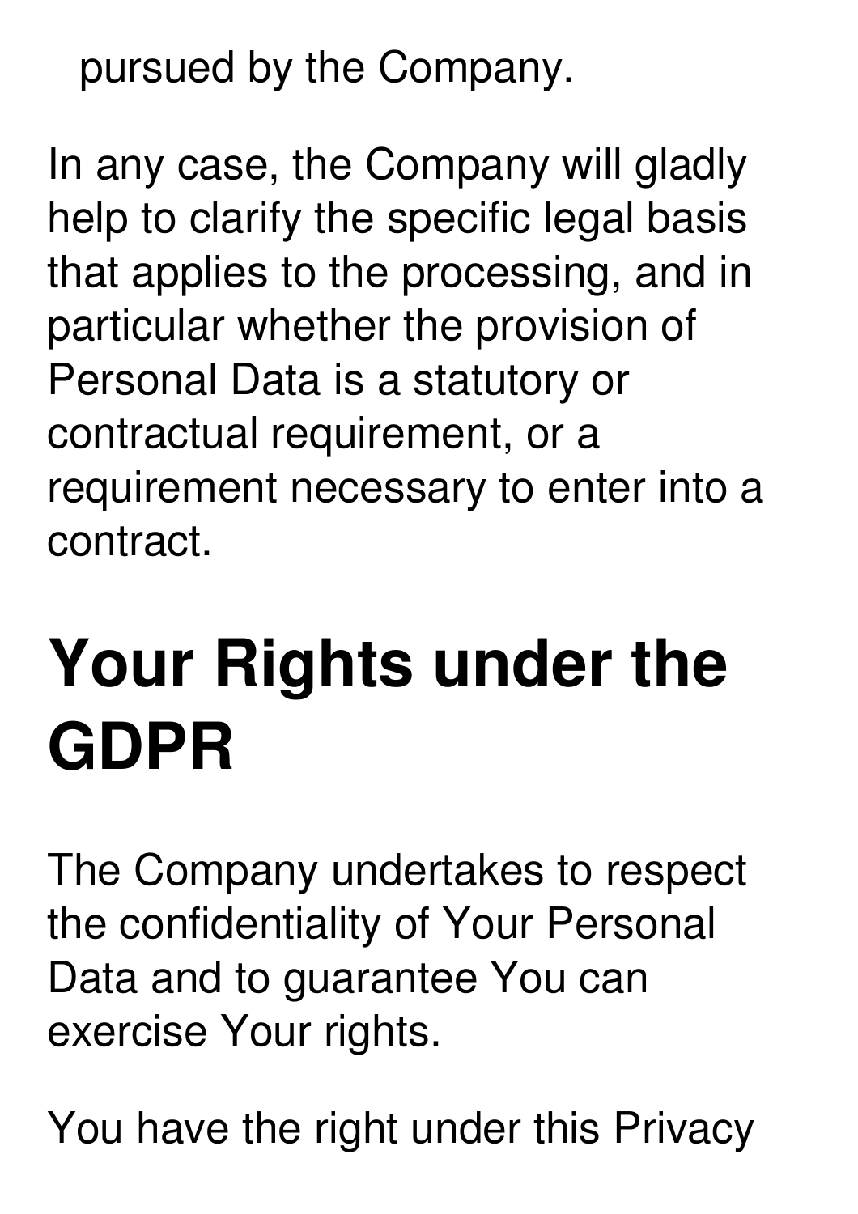pursued by the Company.

In any case, the Company will gladly help to clarify the specific legal basis that applies to the processing, and in particular whether the provision of Personal Data is a statutory or contractual requirement, or a requirement necessary to enter into a contract.

# Your Rights under the GDPR

The Company undertakes to respect the confidentiality of Your Personal Data and to guarantee You can exercise Your rights.

You have the right under this Privacy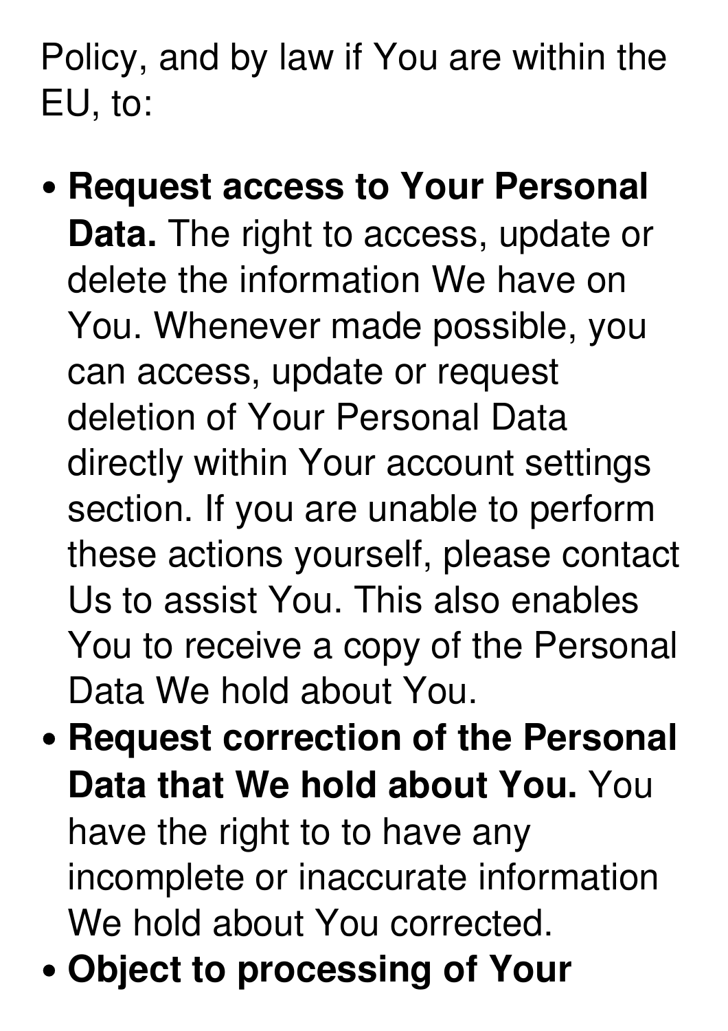Policy, and by law if You are within the EU, to:

- **Request access to Your Personal Data.** The right to access, update or delete the information We have on You. Whenever made possible, you can access, update or request deletion of Your Personal Data directly within Your account settings section. If you are unable to perform these actions yourself, please contact Us to assist You. This also enables You to receive a copy of the Personal Data We hold about You.
- **Request correction of the Personal Data that We hold about You.** You have the right to to have any incomplete or inaccurate information We hold about You corrected.
- **Object to processing of Your**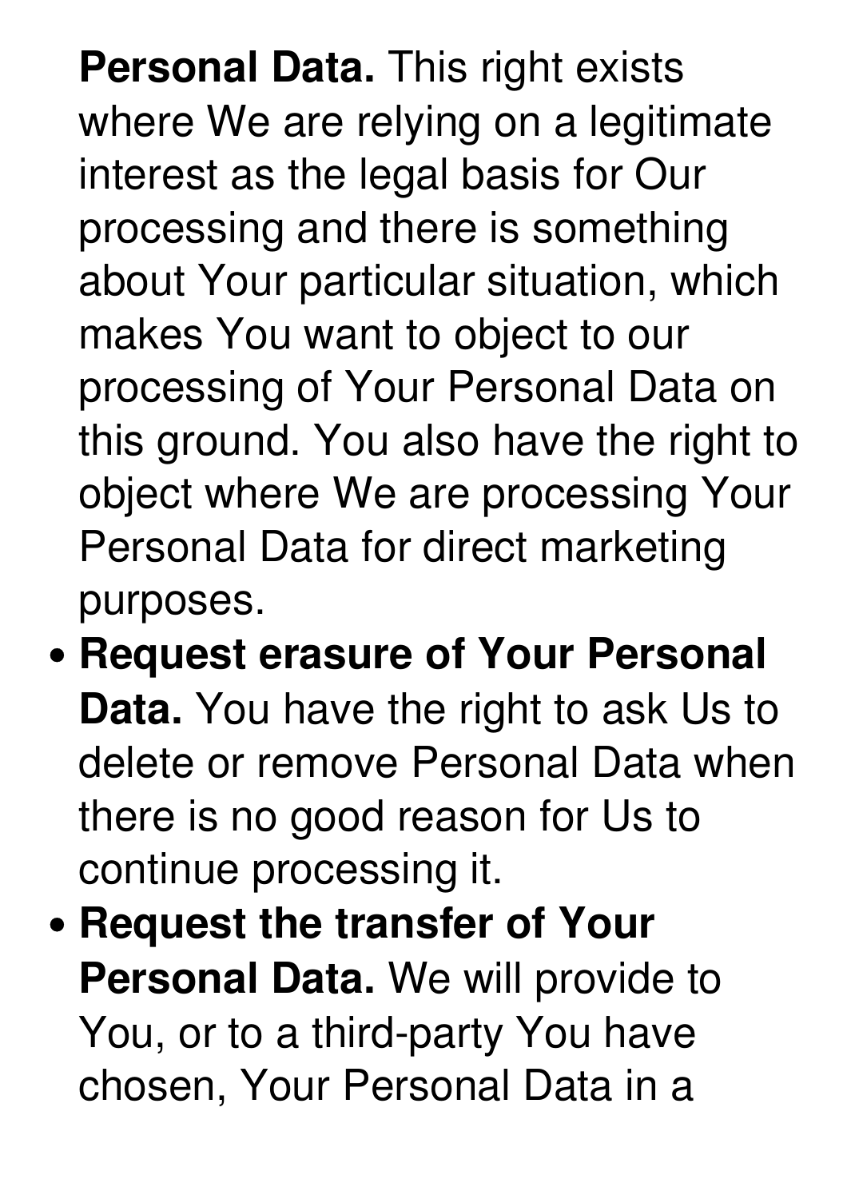**Personal Data.** This right exists where We are relying on a legitimate interest as the legal basis for Our processing and there is something about Your particular situation, which makes You want to object to our processing of Your Personal Data on this ground. You also have the right to object where We are processing Your Personal Data for direct marketing purposes.

- **Request erasure of Your Personal Data.** You have the right to ask Us to delete or remove Personal Data when there is no good reason for Us to continue processing it.
- **Request the transfer of Your Personal Data.** We will provide to You, or to a third-party You have chosen, Your Personal Data in a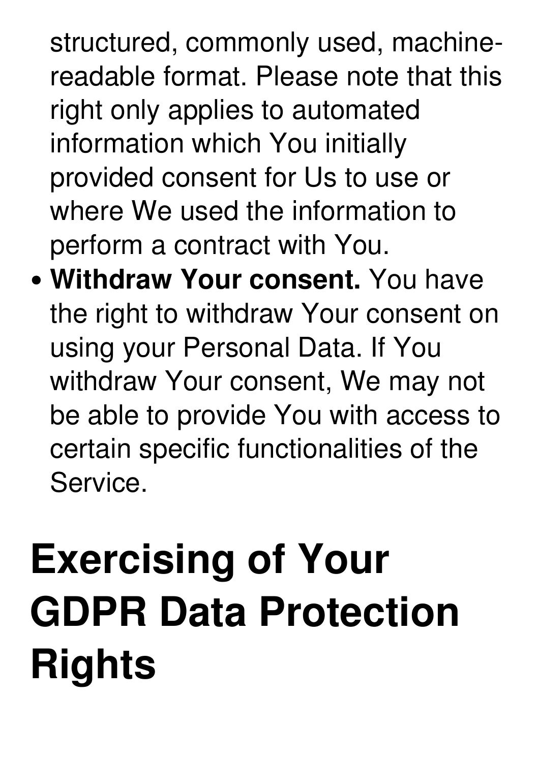structured, commonly used, machine-readable format. Please note that this right only applies to automated information which You initially provided consent for Us to use or where We used the information to perform a contract with You.

- **Withdraw Your consent.** You have the right to withdraw Your consent on using your Personal Data. If You withdraw Your consent, We may not be able to provide You with access to certain specific functionalities of the Service.

# Exercising of Your GDPR Data Protection Rights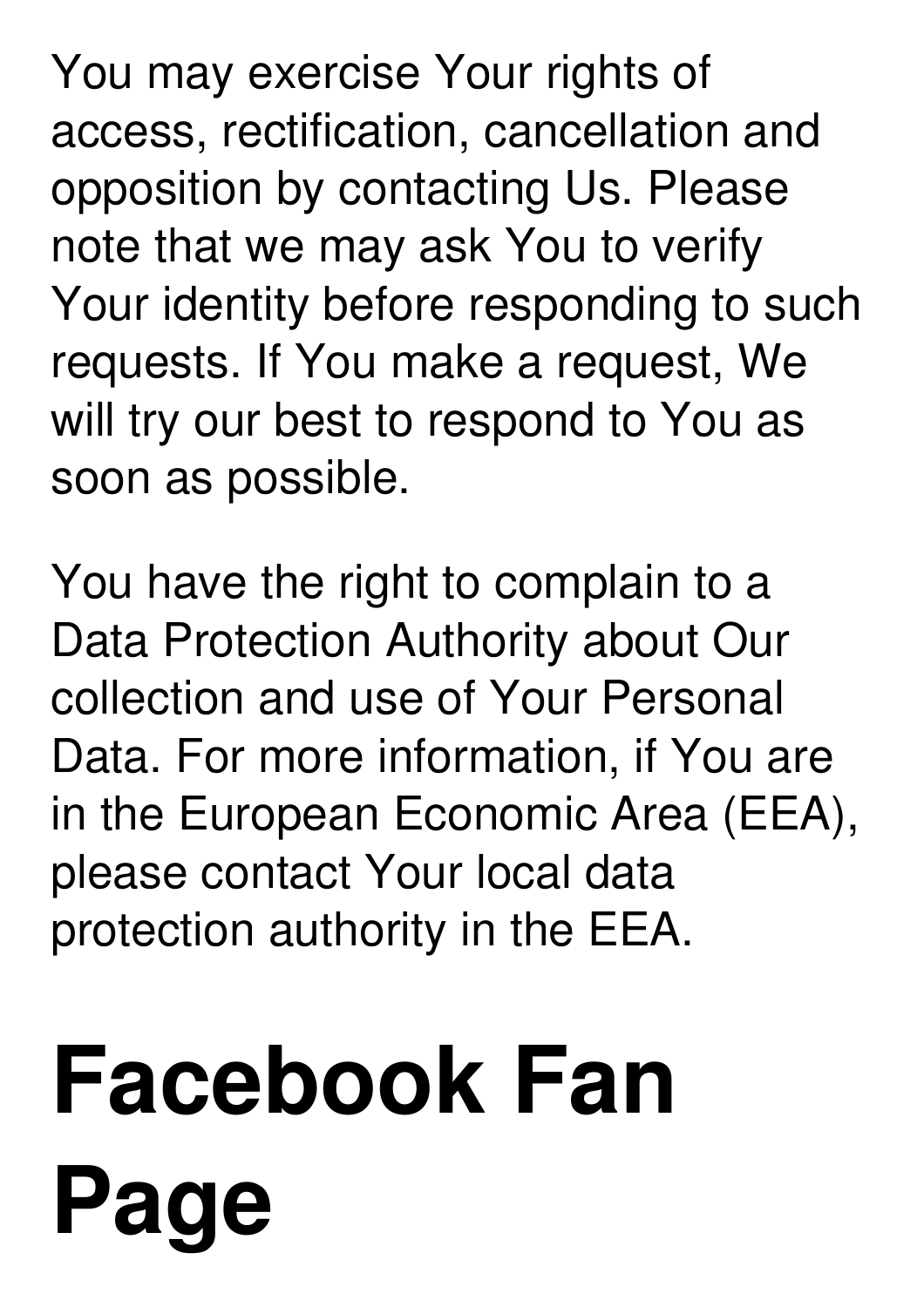You may exercise Your rights of access, rectification, cancellation and opposition by contacting Us. Please note that we may ask You to verify Your identity before responding to such requests. If You make a request, We will try our best to respond to You as soon as possible.

You have the right to complain to a Data Protection Authority about Our collection and use of Your Personal Data. For more information, if You are in the European Economic Area (EEA), please contact Your local data protection authority in the EEA.

# Facebook Fan Page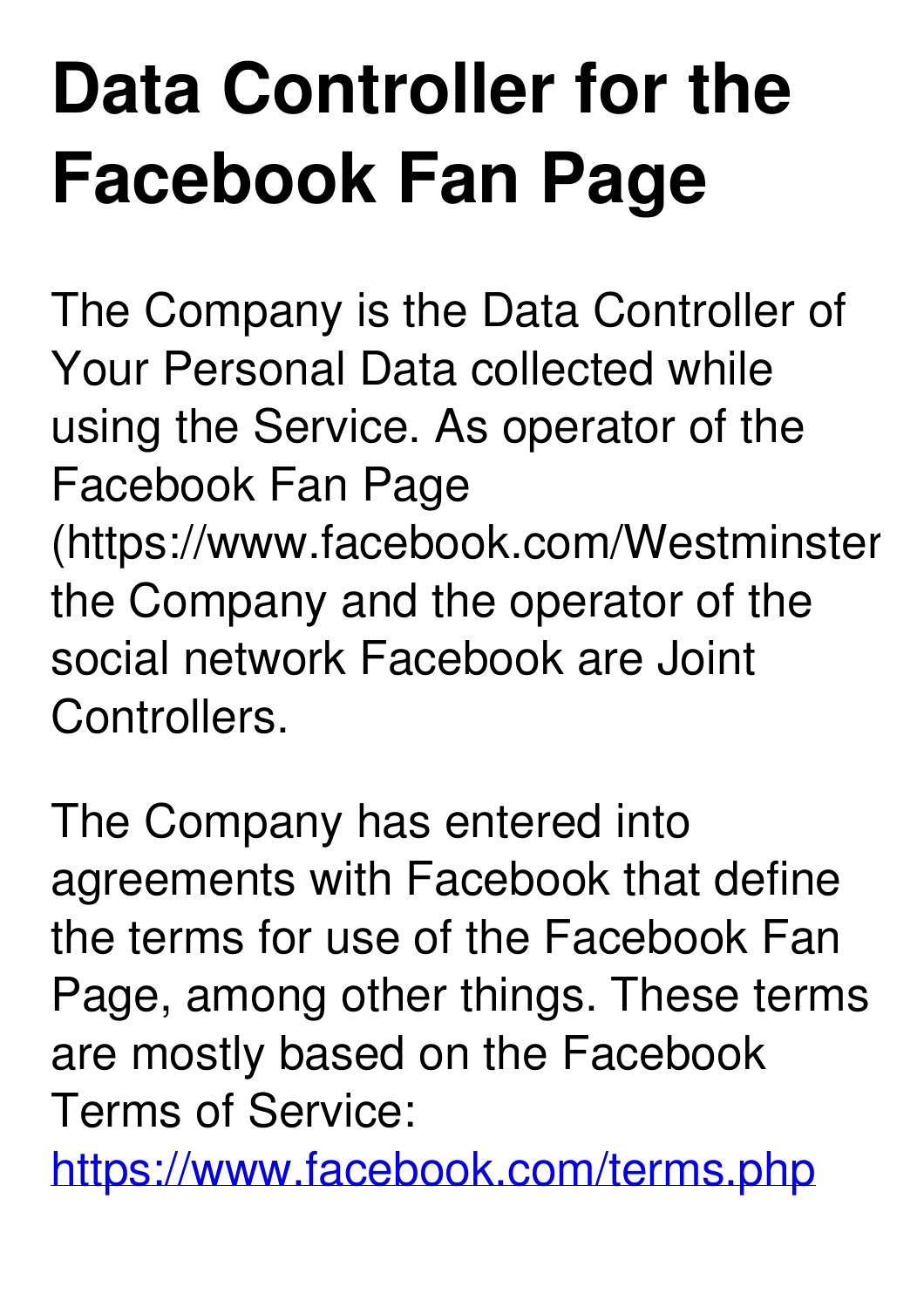# Data Controller for the Facebook Fan Page

The Company is the Data Controller of Your Personal Data collected while using the Service. As operator of the Facebook Fan Page (https://www.facebook.com/Westminster the Company and the operator of the social network Facebook are Joint Controllers.

The Company has entered into agreements with Facebook that define the terms for use of the Facebook Fan Page, among other things. These terms are mostly based on the Facebook Terms of Service: https://www.facebook.com/terms.php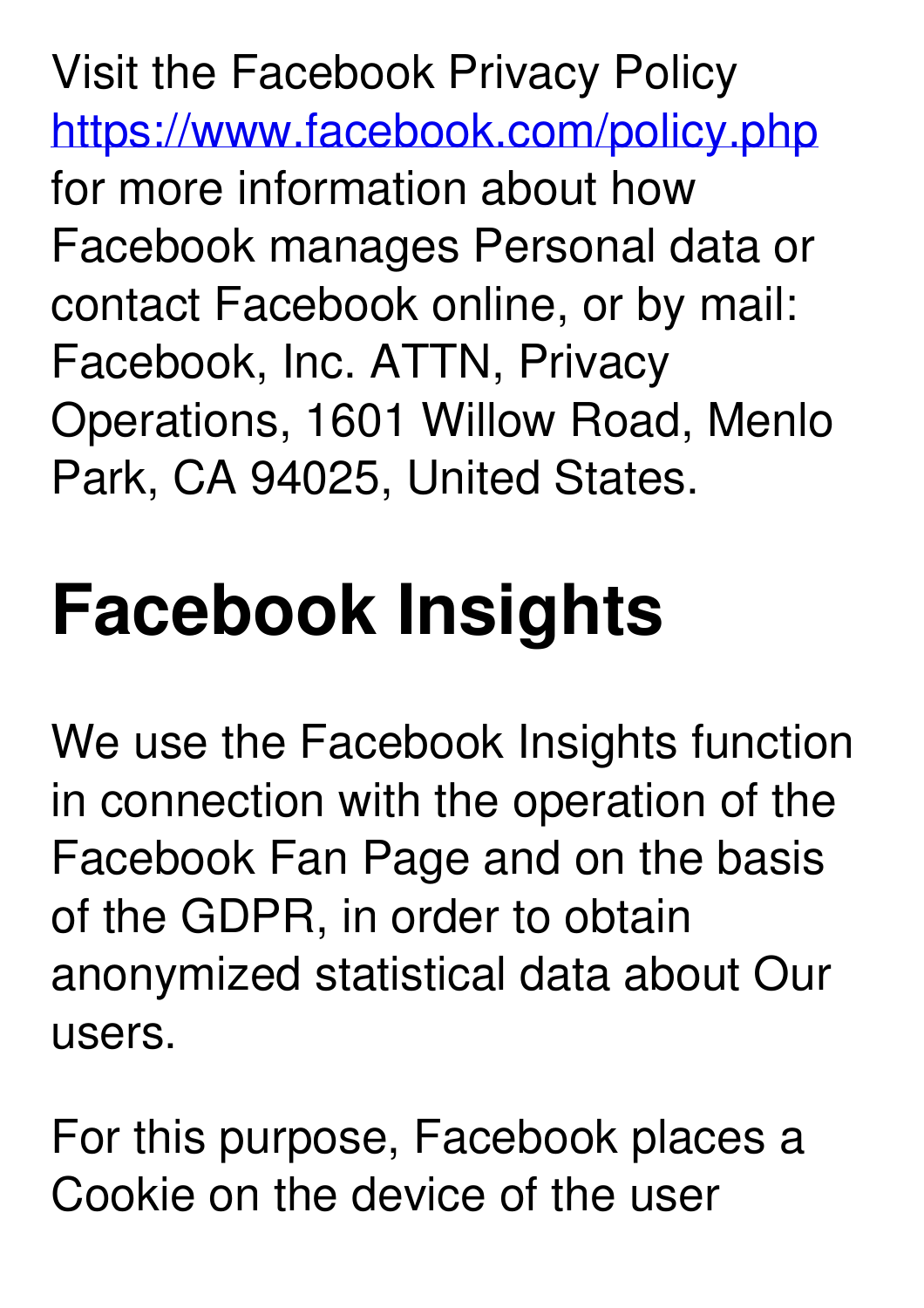Visit the Facebook Privacy Policy [https://www.facebook.com/policy.php](https://www.facebook.com/policy.php) for more information about how Facebook manages Personal data or contact Facebook online, or by mail: Facebook, Inc. ATTN, Privacy Operations, 1601 Willow Road, Menlo Park, CA 94025, United States.

# Facebook Insights

We use the Facebook Insights function in connection with the operation of the Facebook Fan Page and on the basis of the GDPR, in order to obtain anonymized statistical data about Our users.

For this purpose, Facebook places a Cookie on the device of the user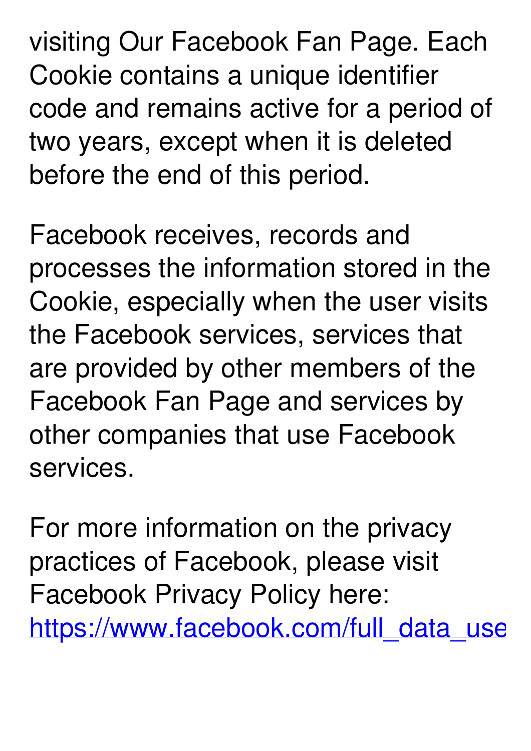visiting Our Facebook Fan Page. Each Cookie contains a unique identifier code and remains active for a period of two years, except when it is deleted before the end of this period.

Facebook receives, records and processes the information stored in the Cookie, especially when the user visits the Facebook services, services that are provided by other members of the Facebook Fan Page and services by other companies that use Facebook services.

For more information on the privacy practices of Facebook, please visit Facebook Privacy Policy here: https://www.facebook.com/full_data_use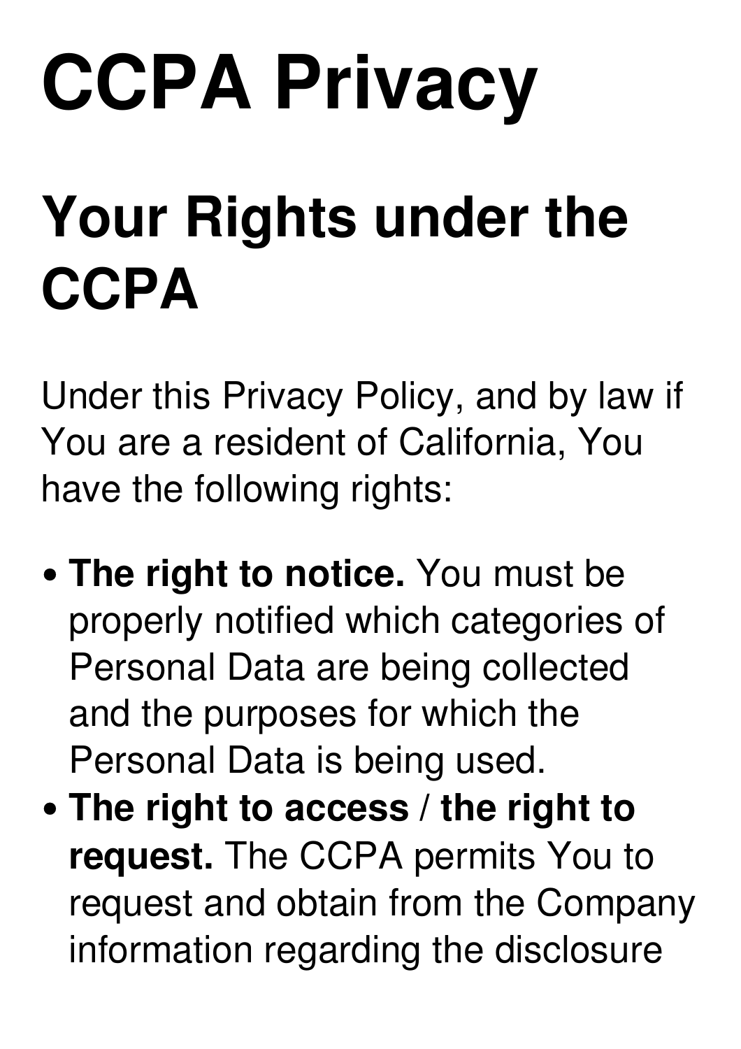# CCPA Privacy

## Your Rights under the CCPA

Under this Privacy Policy, and by law if You are a resident of California, You have the following rights:

- **The right to notice.** You must be properly notified which categories of Personal Data are being collected and the purposes for which the Personal Data is being used.
- **The right to access / the right to request.** The CCPA permits You to request and obtain from the Company information regarding the disclosure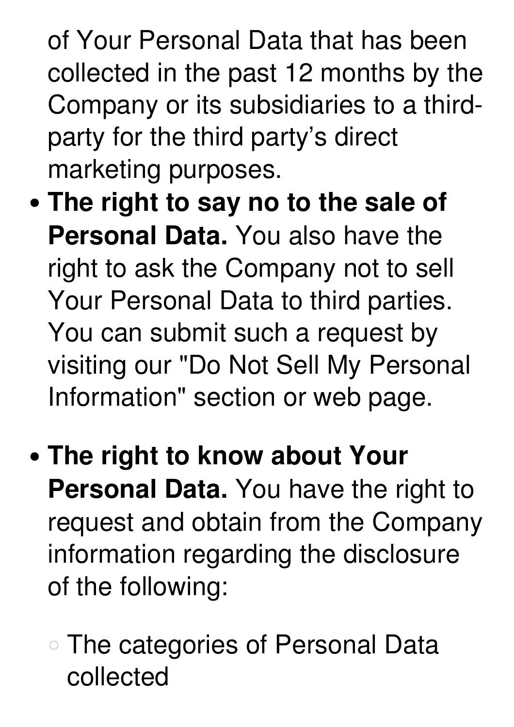of Your Personal Data that has been collected in the past 12 months by the Company or its subsidiaries to a third-party for the third party's direct marketing purposes.

- **The right to say no to the sale of Personal Data.** You also have the right to ask the Company not to sell Your Personal Data to third parties. You can submit such a request by visiting our "Do Not Sell My Personal Information" section or web page.

- **The right to know about Your Personal Data.** You have the right to request and obtain from the Company information regarding the disclosure of the following:

    - The categories of Personal Data collected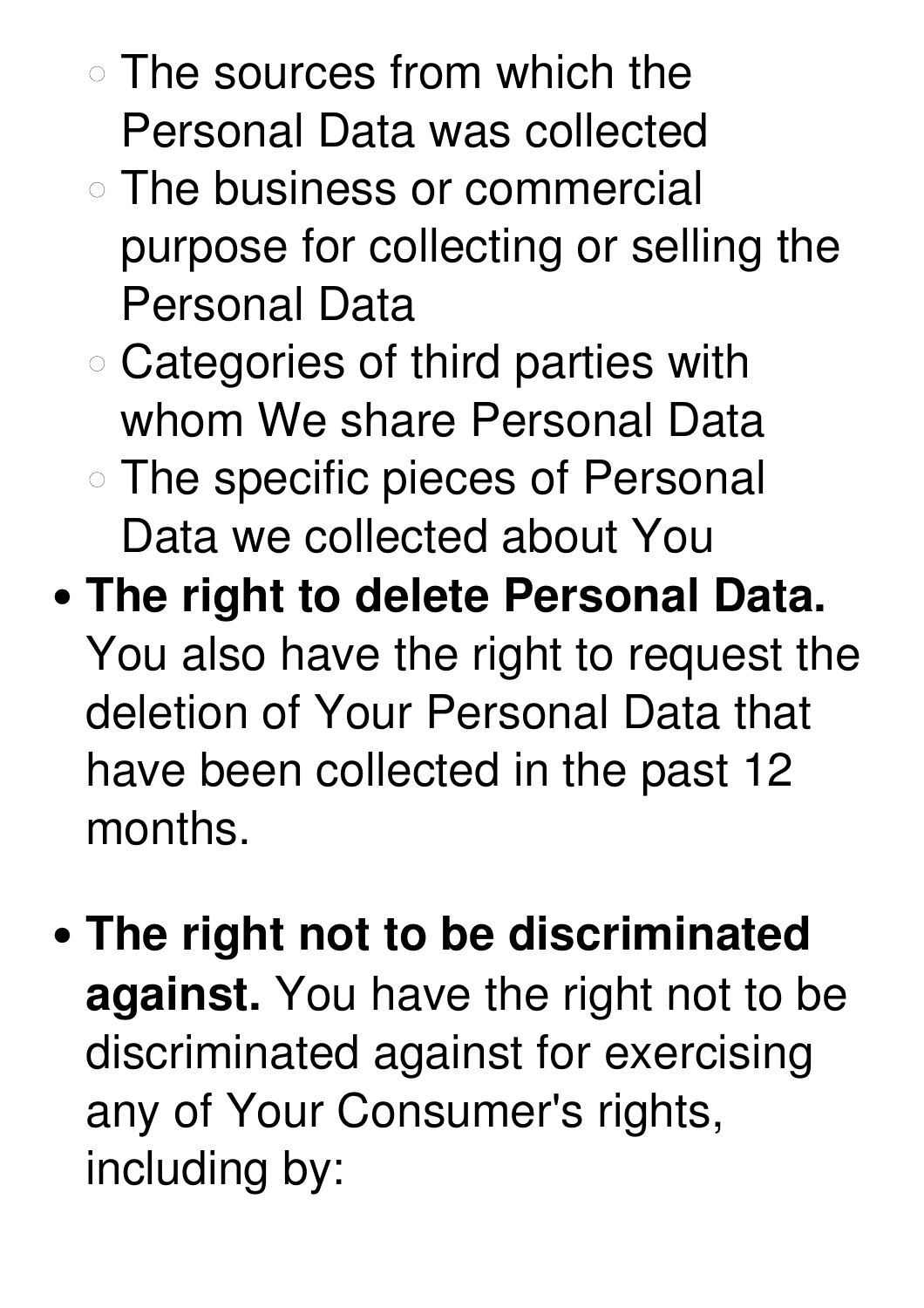- The sources from which the Personal Data was collected
  - The business or commercial purpose for collecting or selling the Personal Data
  - Categories of third parties with whom We share Personal Data
  - The specific pieces of Personal Data we collected about You
- **The right to delete Personal Data.** You also have the right to request the deletion of Your Personal Data that have been collected in the past 12 months.

- **The right not to be discriminated against.** You have the right not to be discriminated against for exercising any of Your Consumer's rights, including by: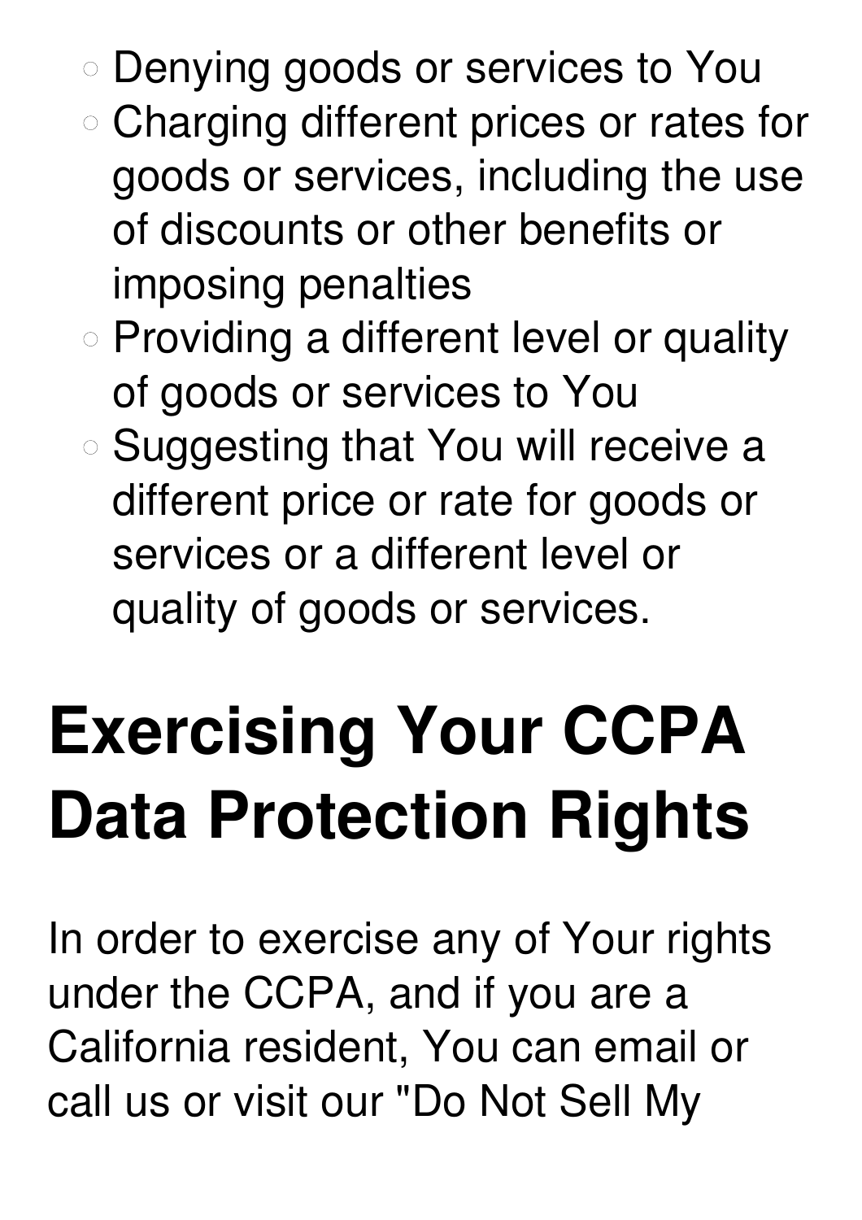- Denying goods or services to You
- Charging different prices or rates for goods or services, including the use of discounts or other benefits or imposing penalties
- Providing a different level or quality of goods or services to You
- Suggesting that You will receive a different price or rate for goods or services or a different level or quality of goods or services.

# Exercising Your CCPA Data Protection Rights

In order to exercise any of Your rights under the CCPA, and if you are a California resident, You can email or call us or visit our "Do Not Sell My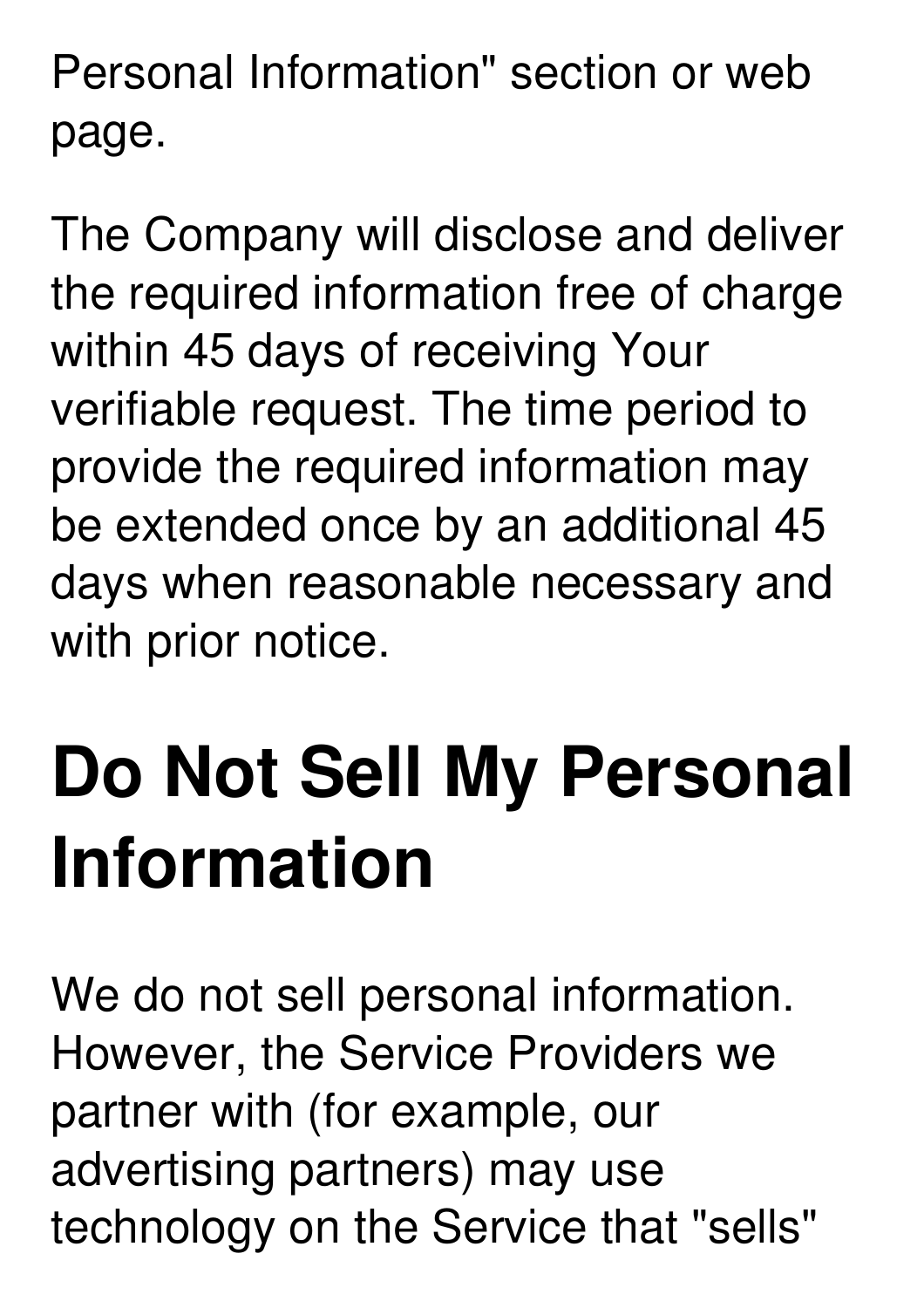Personal Information" section or web page.

The Company will disclose and deliver the required information free of charge within 45 days of receiving Your verifiable request. The time period to provide the required information may be extended once by an additional 45 days when reasonable necessary and with prior notice.

# Do Not Sell My Personal Information

We do not sell personal information. However, the Service Providers we partner with (for example, our advertising partners) may use technology on the Service that "sells"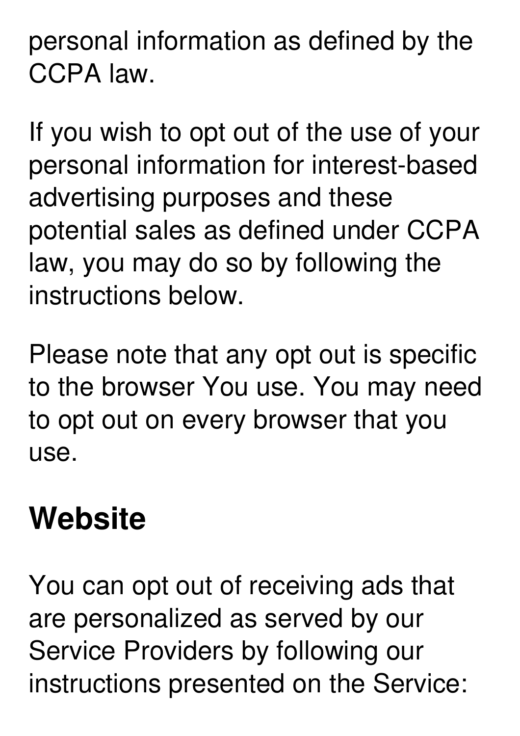personal information as defined by the CCPA law.

If you wish to opt out of the use of your personal information for interest-based advertising purposes and these potential sales as defined under CCPA law, you may do so by following the instructions below.

Please note that any opt out is specific to the browser You use. You may need to opt out on every browser that you use.

## Website

You can opt out of receiving ads that are personalized as served by our Service Providers by following our instructions presented on the Service: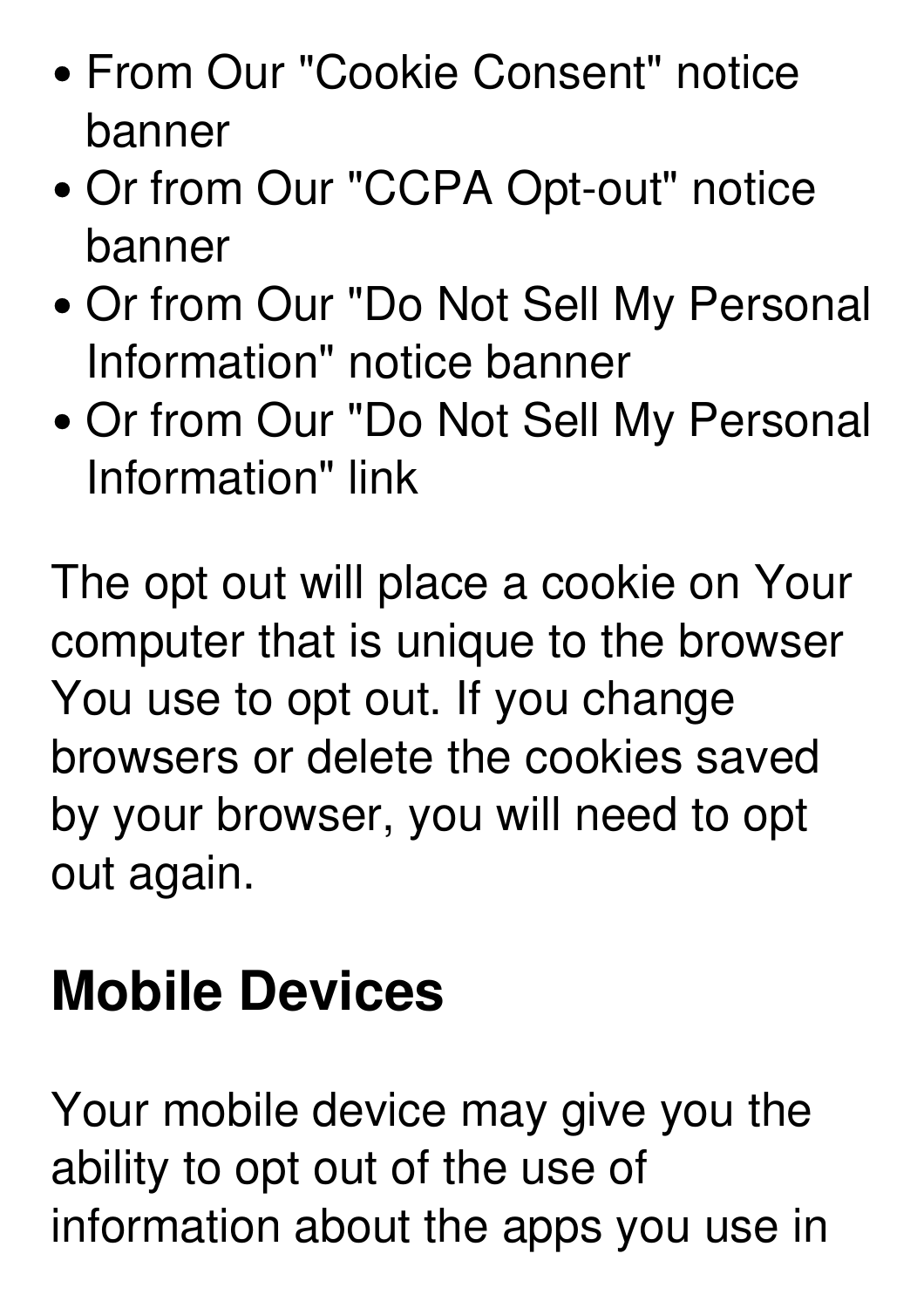- From Our "Cookie Consent" notice banner
- Or from Our "CCPA Opt-out" notice banner
- Or from Our "Do Not Sell My Personal Information" notice banner
- Or from Our "Do Not Sell My Personal Information" link

The opt out will place a cookie on Your computer that is unique to the browser You use to opt out. If you change browsers or delete the cookies saved by your browser, you will need to opt out again.

## Mobile Devices

Your mobile device may give you the ability to opt out of the use of information about the apps you use in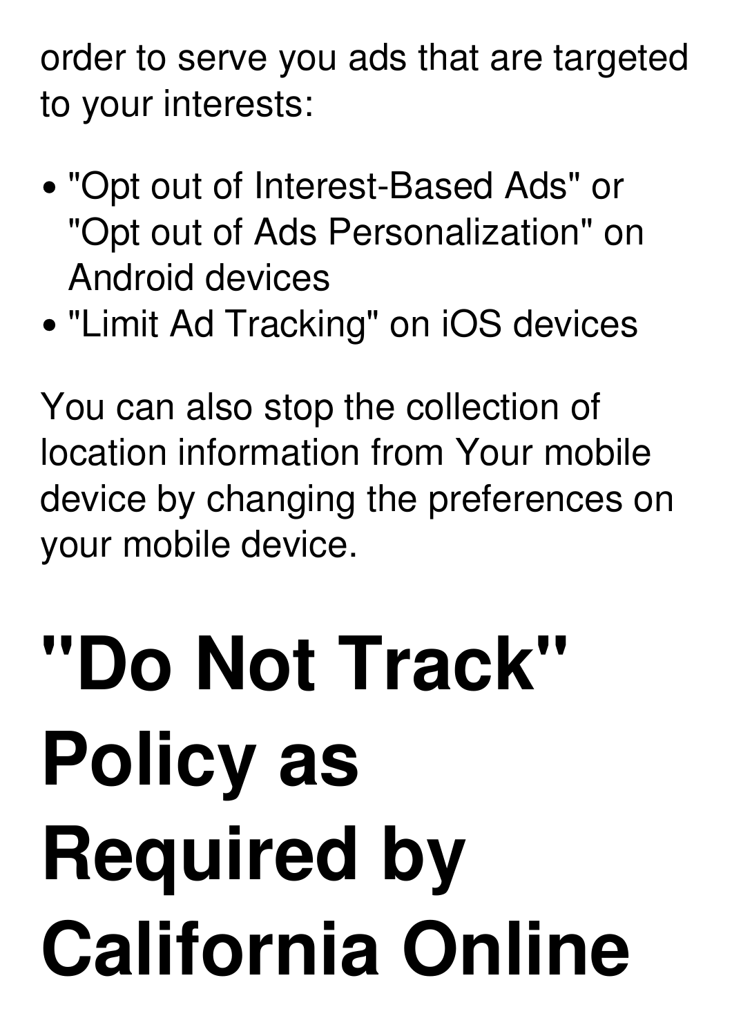order to serve you ads that are targeted to your interests:

- "Opt out of Interest-Based Ads" or "Opt out of Ads Personalization" on Android devices
- "Limit Ad Tracking" on iOS devices

You can also stop the collection of location information from Your mobile device by changing the preferences on your mobile device.

# "Do Not Track" Policy as Required by California Online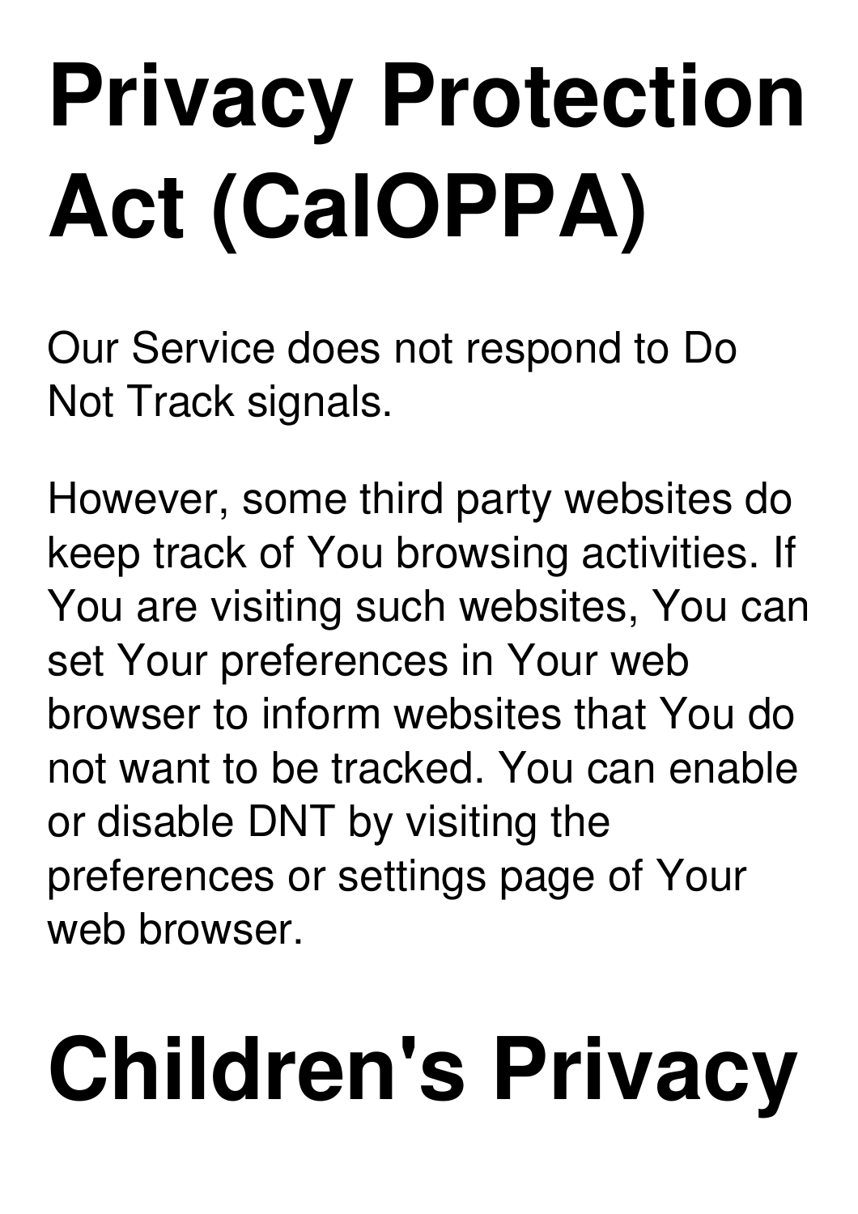# Privacy Protection Act (CalOPPA)

Our Service does not respond to Do Not Track signals.

However, some third party websites do keep track of You browsing activities. If You are visiting such websites, You can set Your preferences in Your web browser to inform websites that You do not want to be tracked. You can enable or disable DNT by visiting the preferences or settings page of Your web browser.

# Children's Privacy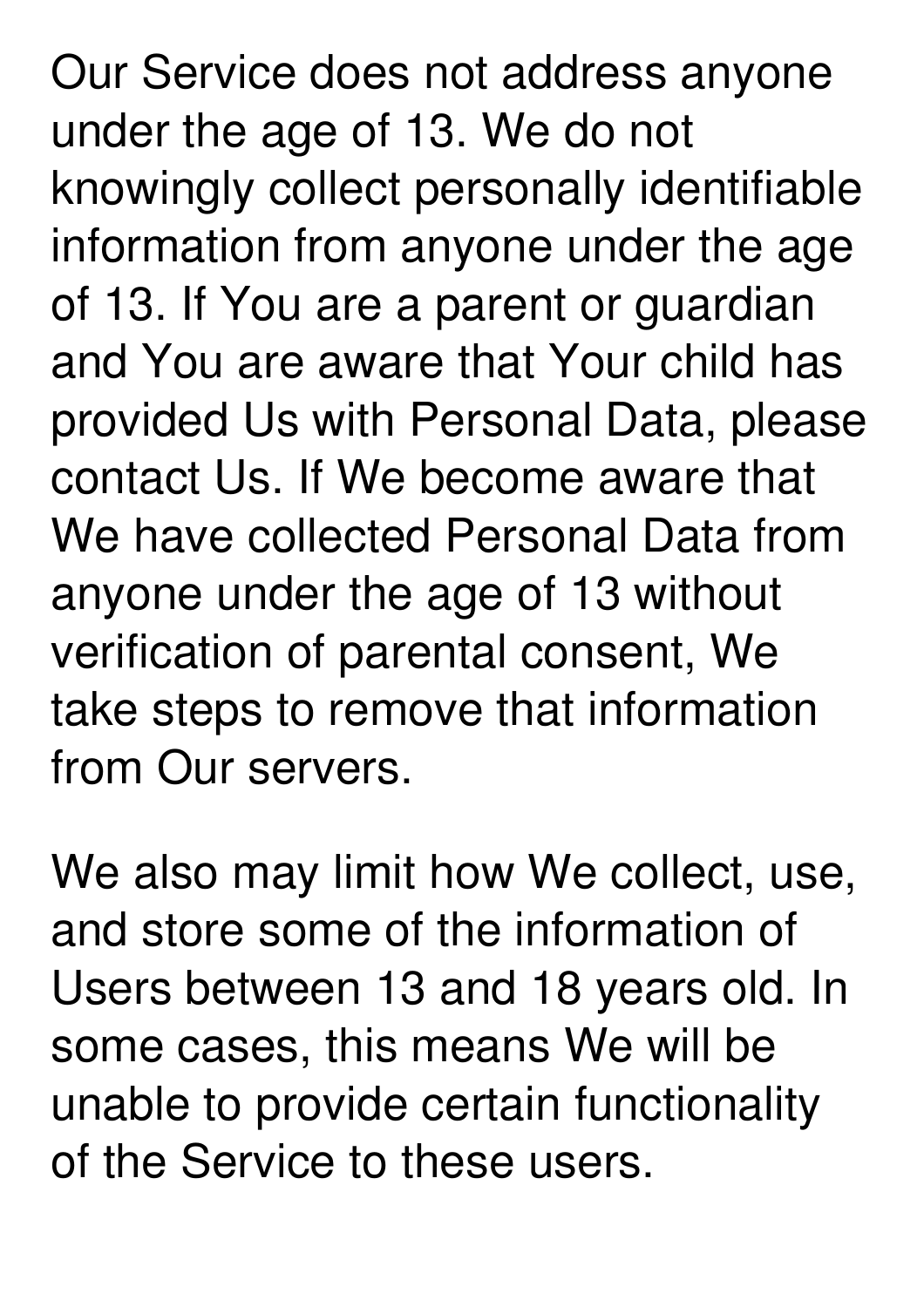Our Service does not address anyone under the age of 13. We do not knowingly collect personally identifiable information from anyone under the age of 13. If You are a parent or guardian and You are aware that Your child has provided Us with Personal Data, please contact Us. If We become aware that We have collected Personal Data from anyone under the age of 13 without verification of parental consent, We take steps to remove that information from Our servers.

We also may limit how We collect, use, and store some of the information of Users between 13 and 18 years old. In some cases, this means We will be unable to provide certain functionality of the Service to these users.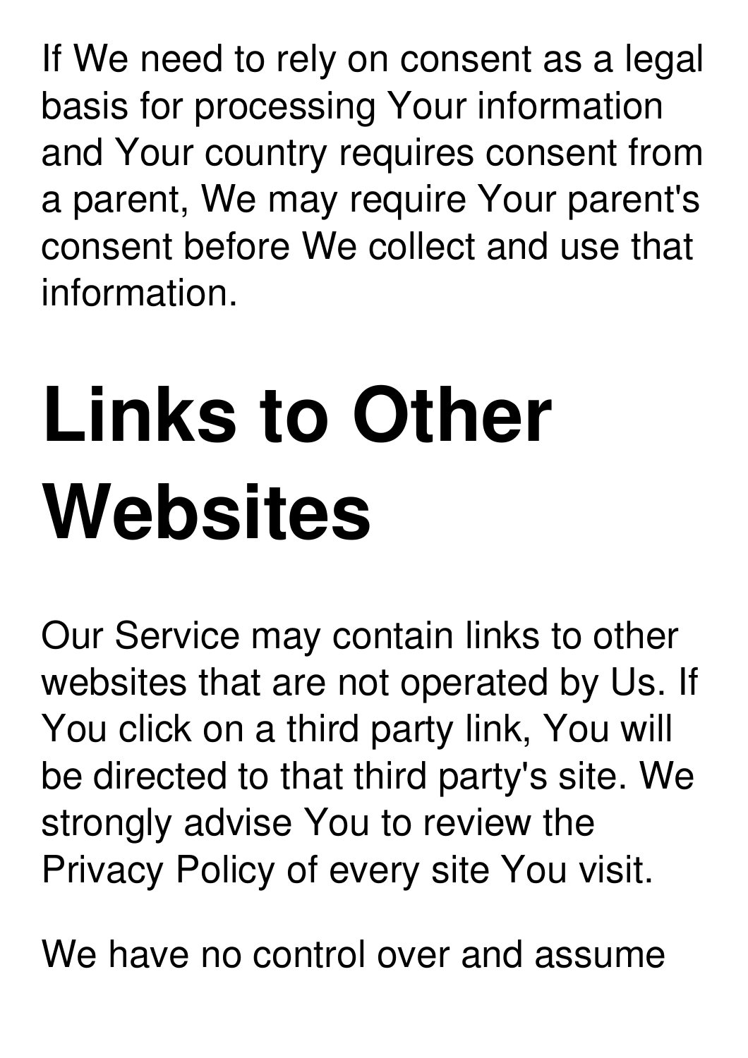If We need to rely on consent as a legal basis for processing Your information and Your country requires consent from a parent, We may require Your parent's consent before We collect and use that information.

# Links to Other Websites

Our Service may contain links to other websites that are not operated by Us. If You click on a third party link, You will be directed to that third party's site. We strongly advise You to review the Privacy Policy of every site You visit.

We have no control over and assume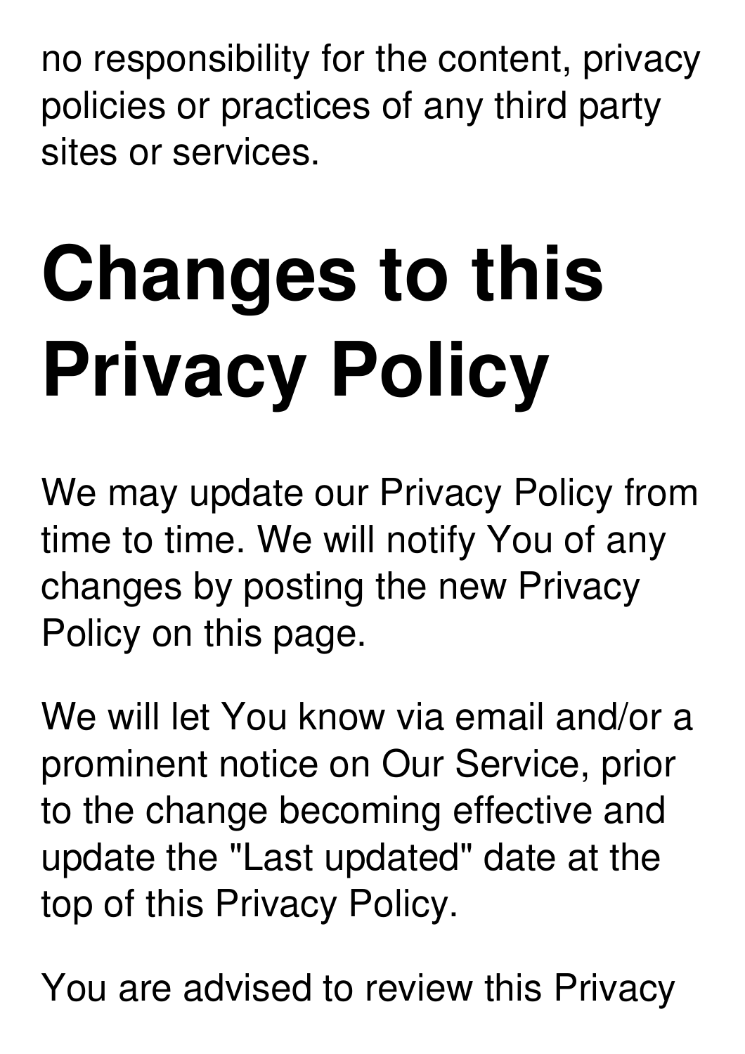no responsibility for the content, privacy policies or practices of any third party sites or services.

# Changes to this Privacy Policy

We may update our Privacy Policy from time to time. We will notify You of any changes by posting the new Privacy Policy on this page.

We will let You know via email and/or a prominent notice on Our Service, prior to the change becoming effective and update the "Last updated" date at the top of this Privacy Policy.

You are advised to review this Privacy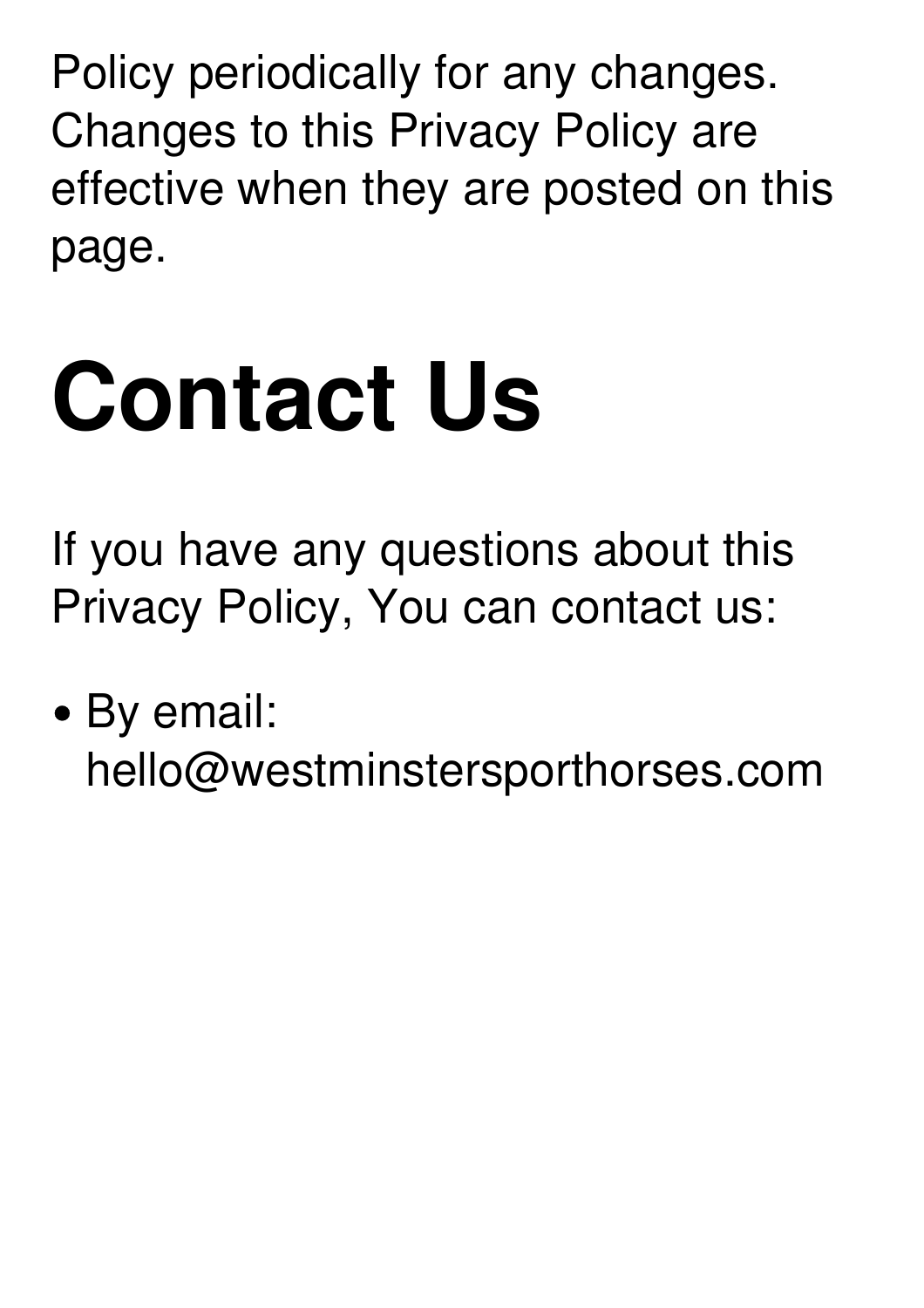Policy periodically for any changes. Changes to this Privacy Policy are effective when they are posted on this page.

# Contact Us

If you have any questions about this Privacy Policy, You can contact us:

- By email: hello@westminstersporthorses.com